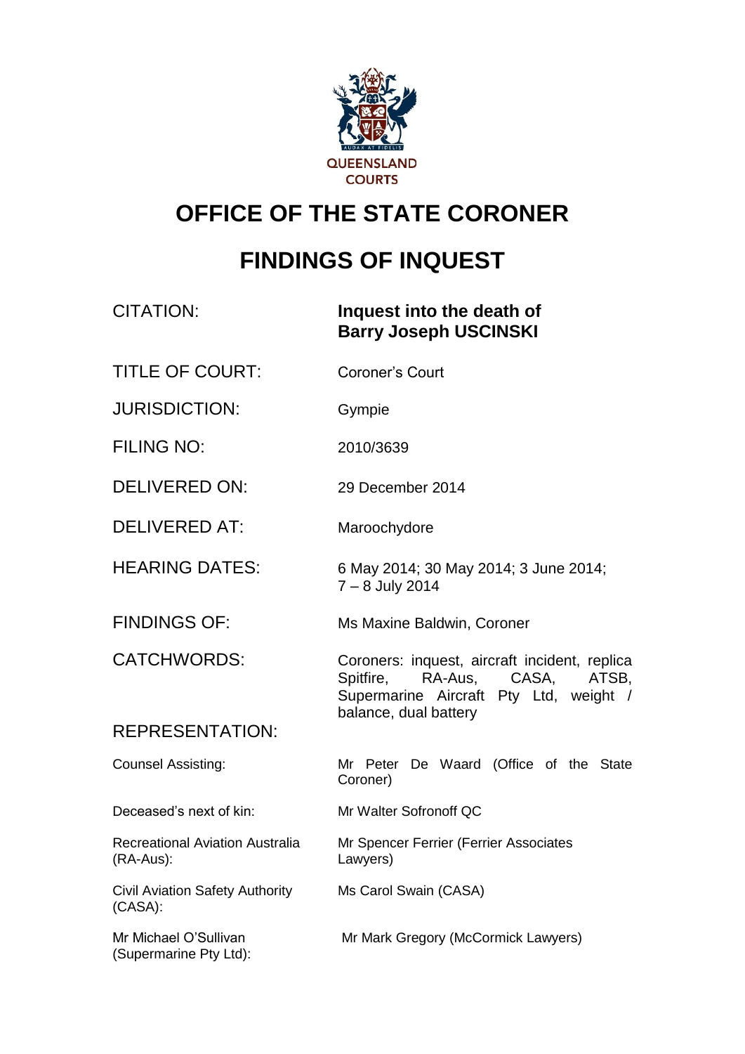QUEENSLAND COURTS

# OFFICE OF THE STATE CORONER

# FINDINGS OF INQUEST

| | |
|---|---|
| CITATION: | **Inquest into the death of Barry Joseph USCINSKI** |
| TITLE OF COURT: | Coroner's Court |
| JURISDICTION: | Gympie |
| FILING NO: | 2010/3639 |
| DELIVERED ON: | 29 December 2014 |
| DELIVERED AT: | Maroochydore |
| HEARING DATES: | 6 May 2014; 30 May 2014; 3 June 2014; 7 – 8 July 2014 |
| FINDINGS OF: | Ms Maxine Baldwin, Coroner |
| CATCHWORDS: | Coroners: inquest, aircraft incident, replica Spitfire, RA-Aus, CASA, ATSB, Supermarine Aircraft Pty Ltd, weight / balance, dual battery |

REPRESENTATION:

| | |
|---|---|
| Counsel Assisting: | Mr Peter De Waard (Office of the State Coroner) |
| Deceased's next of kin: | Mr Walter Sofronoff QC |
| Recreational Aviation Australia (RA-Aus): | Mr Spencer Ferrier (Ferrier Associates Lawyers) |
| Civil Aviation Safety Authority (CASA): | Ms Carol Swain (CASA) |
| Mr Michael O'Sullivan (Supermarine Pty Ltd): | Mr Mark Gregory (McCormick Lawyers) |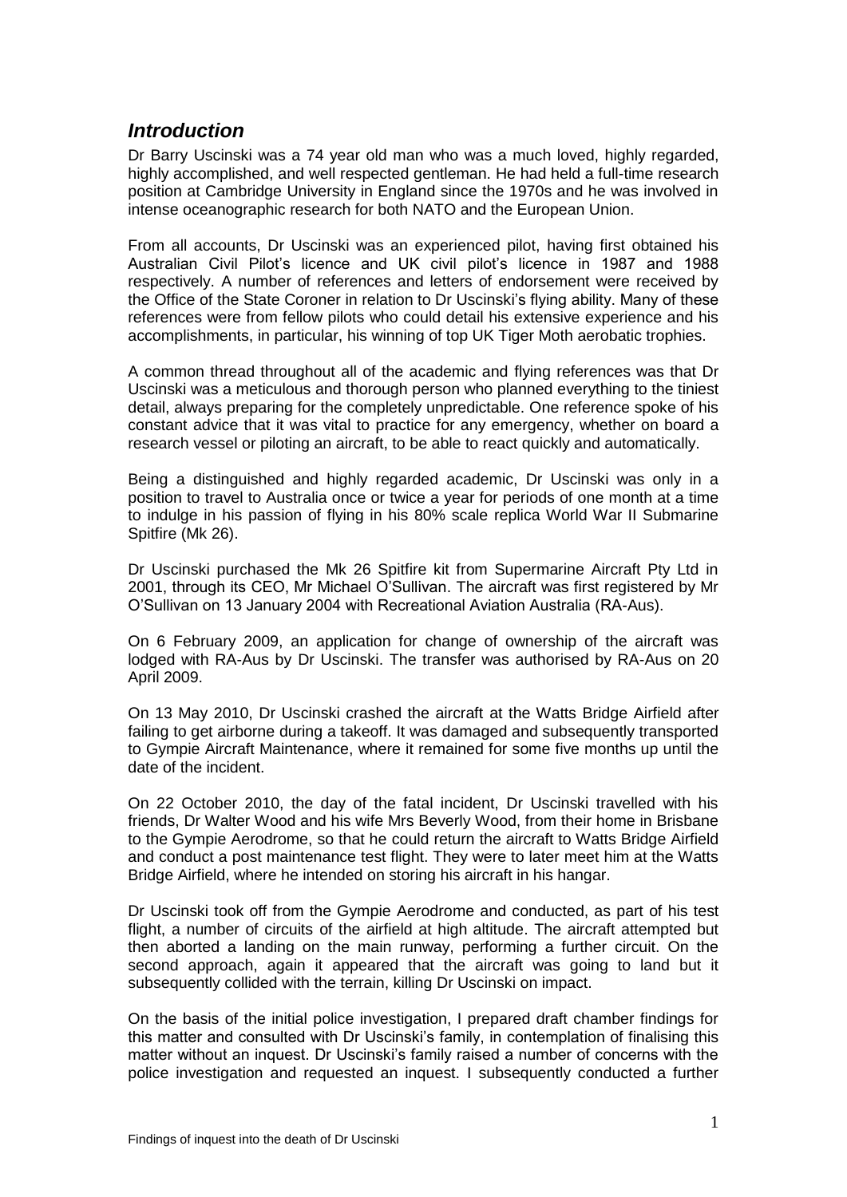## *Introduction*

Dr Barry Uscinski was a 74 year old man who was a much loved, highly regarded, highly accomplished, and well respected gentleman. He had held a full-time research position at Cambridge University in England since the 1970s and he was involved in intense oceanographic research for both NATO and the European Union.

From all accounts, Dr Uscinski was an experienced pilot, having first obtained his Australian Civil Pilot's licence and UK civil pilot's licence in 1987 and 1988 respectively. A number of references and letters of endorsement were received by the Office of the State Coroner in relation to Dr Uscinski's flying ability. Many of these references were from fellow pilots who could detail his extensive experience and his accomplishments, in particular, his winning of top UK Tiger Moth aerobatic trophies.

A common thread throughout all of the academic and flying references was that Dr Uscinski was a meticulous and thorough person who planned everything to the tiniest detail, always preparing for the completely unpredictable. One reference spoke of his constant advice that it was vital to practice for any emergency, whether on board a research vessel or piloting an aircraft, to be able to react quickly and automatically.

Being a distinguished and highly regarded academic, Dr Uscinski was only in a position to travel to Australia once or twice a year for periods of one month at a time to indulge in his passion of flying in his 80% scale replica World War II Submarine Spitfire (Mk 26).

Dr Uscinski purchased the Mk 26 Spitfire kit from Supermarine Aircraft Pty Ltd in 2001, through its CEO, Mr Michael O'Sullivan. The aircraft was first registered by Mr O'Sullivan on 13 January 2004 with Recreational Aviation Australia (RA-Aus).

On 6 February 2009, an application for change of ownership of the aircraft was lodged with RA-Aus by Dr Uscinski. The transfer was authorised by RA-Aus on 20 April 2009.

On 13 May 2010, Dr Uscinski crashed the aircraft at the Watts Bridge Airfield after failing to get airborne during a takeoff. It was damaged and subsequently transported to Gympie Aircraft Maintenance, where it remained for some five months up until the date of the incident.

On 22 October 2010, the day of the fatal incident, Dr Uscinski travelled with his friends, Dr Walter Wood and his wife Mrs Beverly Wood, from their home in Brisbane to the Gympie Aerodrome, so that he could return the aircraft to Watts Bridge Airfield and conduct a post maintenance test flight. They were to later meet him at the Watts Bridge Airfield, where he intended on storing his aircraft in his hangar.

Dr Uscinski took off from the Gympie Aerodrome and conducted, as part of his test flight, a number of circuits of the airfield at high altitude. The aircraft attempted but then aborted a landing on the main runway, performing a further circuit. On the second approach, again it appeared that the aircraft was going to land but it subsequently collided with the terrain, killing Dr Uscinski on impact.

On the basis of the initial police investigation, I prepared draft chamber findings for this matter and consulted with Dr Uscinski's family, in contemplation of finalising this matter without an inquest. Dr Uscinski's family raised a number of concerns with the police investigation and requested an inquest. I subsequently conducted a further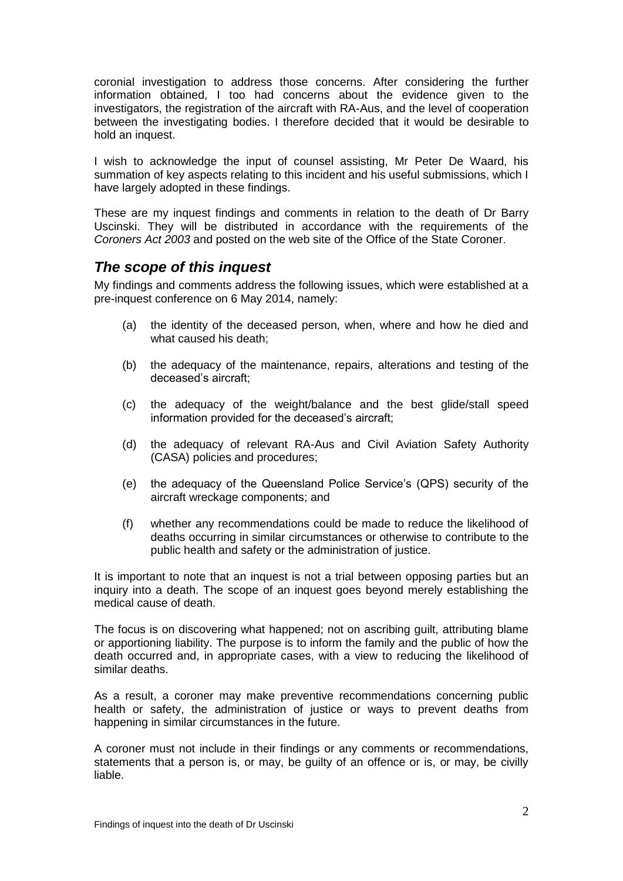coronial investigation to address those concerns. After considering the further information obtained, I too had concerns about the evidence given to the investigators, the registration of the aircraft with RA-Aus, and the level of cooperation between the investigating bodies. I therefore decided that it would be desirable to hold an inquest.

I wish to acknowledge the input of counsel assisting, Mr Peter De Waard, his summation of key aspects relating to this incident and his useful submissions, which I have largely adopted in these findings.

These are my inquest findings and comments in relation to the death of Dr Barry Uscinski. They will be distributed in accordance with the requirements of the *Coroners Act 2003* and posted on the web site of the Office of the State Coroner.

## *The scope of this inquest*

My findings and comments address the following issues, which were established at a pre-inquest conference on 6 May 2014, namely:

(a) the identity of the deceased person, when, where and how he died and what caused his death;

(b) the adequacy of the maintenance, repairs, alterations and testing of the deceased's aircraft;

(c) the adequacy of the weight/balance and the best glide/stall speed information provided for the deceased's aircraft;

(d) the adequacy of relevant RA-Aus and Civil Aviation Safety Authority (CASA) policies and procedures;

(e) the adequacy of the Queensland Police Service's (QPS) security of the aircraft wreckage components; and

(f) whether any recommendations could be made to reduce the likelihood of deaths occurring in similar circumstances or otherwise to contribute to the public health and safety or the administration of justice.

It is important to note that an inquest is not a trial between opposing parties but an inquiry into a death. The scope of an inquest goes beyond merely establishing the medical cause of death.

The focus is on discovering what happened; not on ascribing guilt, attributing blame or apportioning liability. The purpose is to inform the family and the public of how the death occurred and, in appropriate cases, with a view to reducing the likelihood of similar deaths.

As a result, a coroner may make preventive recommendations concerning public health or safety, the administration of justice or ways to prevent deaths from happening in similar circumstances in the future.

A coroner must not include in their findings or any comments or recommendations, statements that a person is, or may, be guilty of an offence or is, or may, be civilly liable.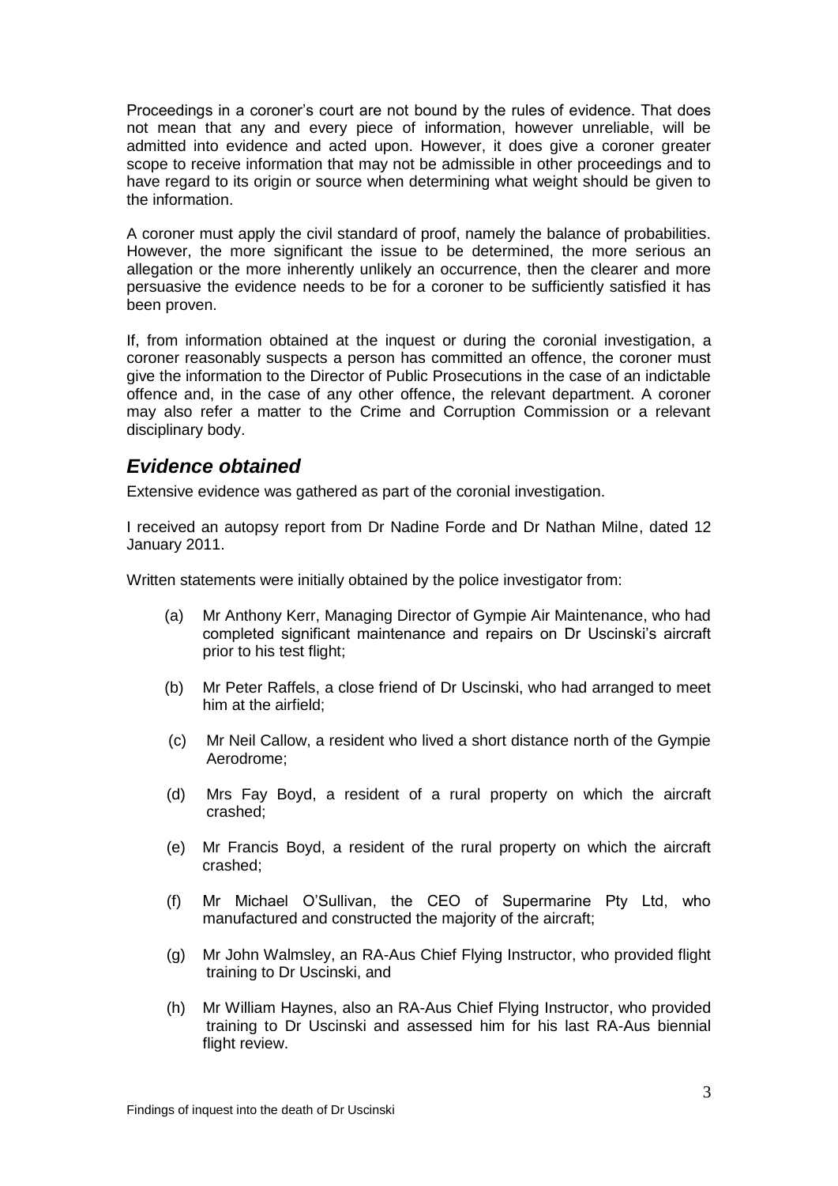Proceedings in a coroner's court are not bound by the rules of evidence. That does not mean that any and every piece of information, however unreliable, will be admitted into evidence and acted upon. However, it does give a coroner greater scope to receive information that may not be admissible in other proceedings and to have regard to its origin or source when determining what weight should be given to the information.

A coroner must apply the civil standard of proof, namely the balance of probabilities. However, the more significant the issue to be determined, the more serious an allegation or the more inherently unlikely an occurrence, then the clearer and more persuasive the evidence needs to be for a coroner to be sufficiently satisfied it has been proven.

If, from information obtained at the inquest or during the coronial investigation, a coroner reasonably suspects a person has committed an offence, the coroner must give the information to the Director of Public Prosecutions in the case of an indictable offence and, in the case of any other offence, the relevant department. A coroner may also refer a matter to the Crime and Corruption Commission or a relevant disciplinary body.

## *Evidence obtained*

Extensive evidence was gathered as part of the coronial investigation.

I received an autopsy report from Dr Nadine Forde and Dr Nathan Milne, dated 12 January 2011.

Written statements were initially obtained by the police investigator from:

(a) Mr Anthony Kerr, Managing Director of Gympie Air Maintenance, who had completed significant maintenance and repairs on Dr Uscinski's aircraft prior to his test flight;

(b) Mr Peter Raffels, a close friend of Dr Uscinski, who had arranged to meet him at the airfield;

(c) Mr Neil Callow, a resident who lived a short distance north of the Gympie Aerodrome;

(d) Mrs Fay Boyd, a resident of a rural property on which the aircraft crashed;

(e) Mr Francis Boyd, a resident of the rural property on which the aircraft crashed;

(f) Mr Michael O'Sullivan, the CEO of Supermarine Pty Ltd, who manufactured and constructed the majority of the aircraft;

(g) Mr John Walmsley, an RA-Aus Chief Flying Instructor, who provided flight training to Dr Uscinski, and

(h) Mr William Haynes, also an RA-Aus Chief Flying Instructor, who provided training to Dr Uscinski and assessed him for his last RA-Aus biennial flight review.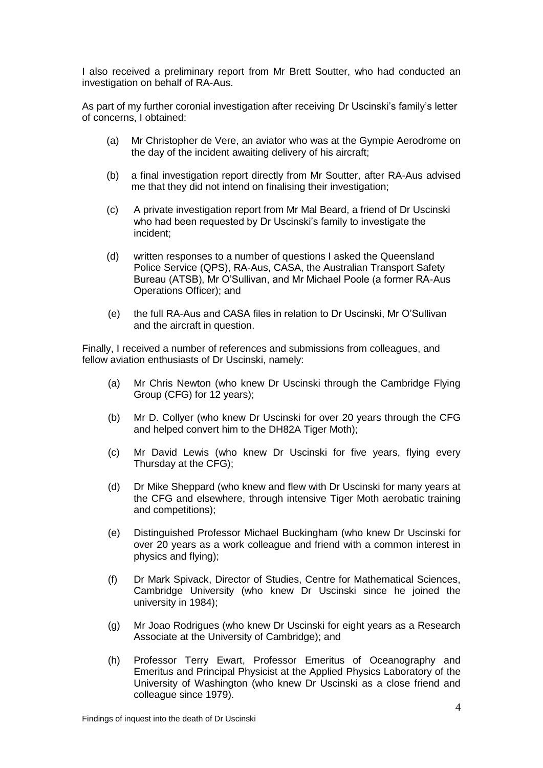I also received a preliminary report from Mr Brett Soutter, who had conducted an investigation on behalf of RA-Aus.

As part of my further coronial investigation after receiving Dr Uscinski's family's letter of concerns, I obtained:

(a) Mr Christopher de Vere, an aviator who was at the Gympie Aerodrome on the day of the incident awaiting delivery of his aircraft;

(b) a final investigation report directly from Mr Soutter, after RA-Aus advised me that they did not intend on finalising their investigation;

(c) A private investigation report from Mr Mal Beard, a friend of Dr Uscinski who had been requested by Dr Uscinski's family to investigate the incident;

(d) written responses to a number of questions I asked the Queensland Police Service (QPS), RA-Aus, CASA, the Australian Transport Safety Bureau (ATSB), Mr O'Sullivan, and Mr Michael Poole (a former RA-Aus Operations Officer); and

(e) the full RA-Aus and CASA files in relation to Dr Uscinski, Mr O'Sullivan and the aircraft in question.

Finally, I received a number of references and submissions from colleagues, and fellow aviation enthusiasts of Dr Uscinski, namely:

(a) Mr Chris Newton (who knew Dr Uscinski through the Cambridge Flying Group (CFG) for 12 years);

(b) Mr D. Collyer (who knew Dr Uscinski for over 20 years through the CFG and helped convert him to the DH82A Tiger Moth);

(c) Mr David Lewis (who knew Dr Uscinski for five years, flying every Thursday at the CFG);

(d) Dr Mike Sheppard (who knew and flew with Dr Uscinski for many years at the CFG and elsewhere, through intensive Tiger Moth aerobatic training and competitions);

(e) Distinguished Professor Michael Buckingham (who knew Dr Uscinski for over 20 years as a work colleague and friend with a common interest in physics and flying);

(f) Dr Mark Spivack, Director of Studies, Centre for Mathematical Sciences, Cambridge University (who knew Dr Uscinski since he joined the university in 1984);

(g) Mr Joao Rodrigues (who knew Dr Uscinski for eight years as a Research Associate at the University of Cambridge); and

(h) Professor Terry Ewart, Professor Emeritus of Oceanography and Emeritus and Principal Physicist at the Applied Physics Laboratory of the University of Washington (who knew Dr Uscinski as a close friend and colleague since 1979).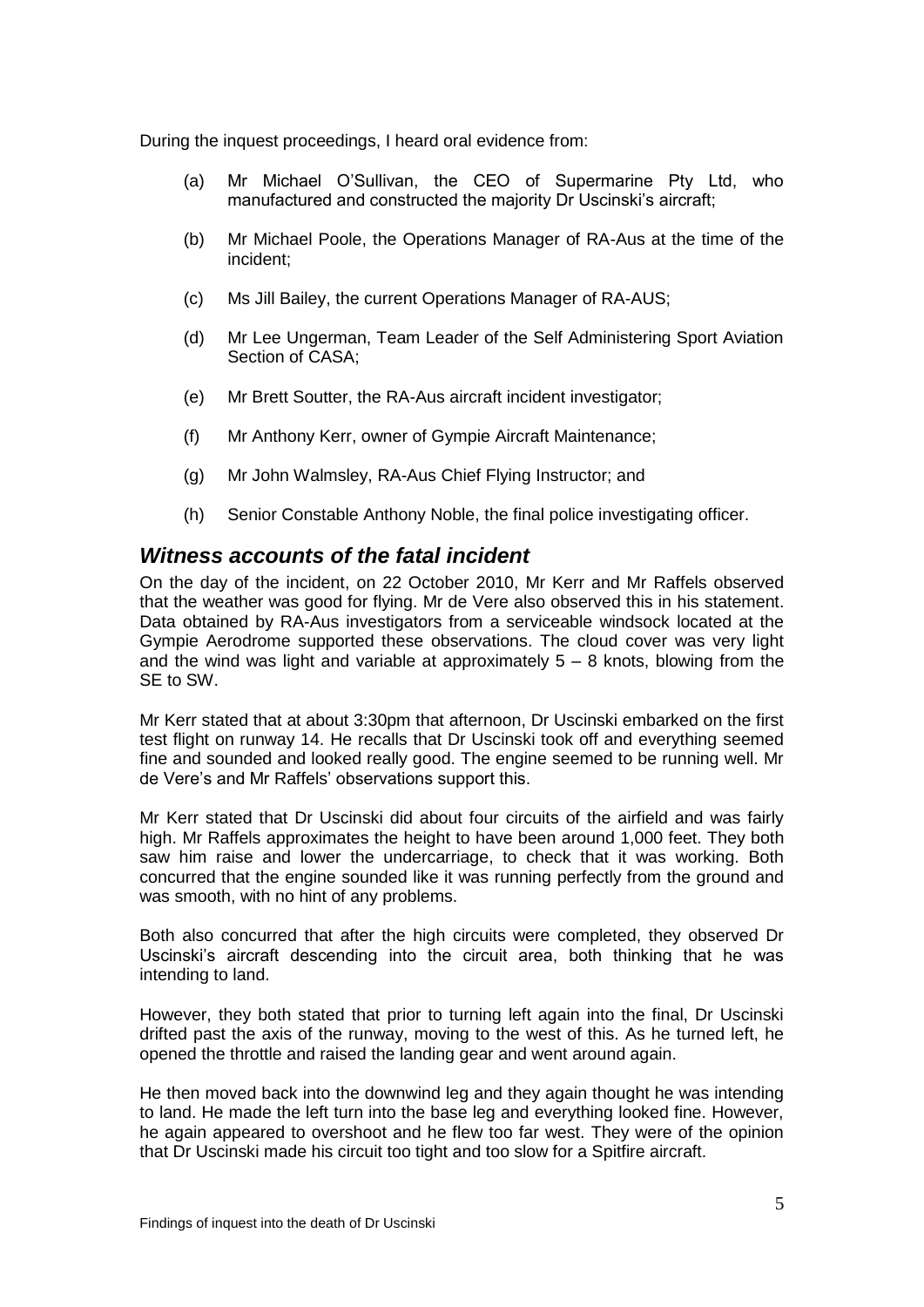During the inquest proceedings, I heard oral evidence from:

(a) Mr Michael O'Sullivan, the CEO of Supermarine Pty Ltd, who manufactured and constructed the majority Dr Uscinski's aircraft;

(b) Mr Michael Poole, the Operations Manager of RA-Aus at the time of the incident;

(c) Ms Jill Bailey, the current Operations Manager of RA-AUS;

(d) Mr Lee Ungerman, Team Leader of the Self Administering Sport Aviation Section of CASA;

(e) Mr Brett Soutter, the RA-Aus aircraft incident investigator;

(f) Mr Anthony Kerr, owner of Gympie Aircraft Maintenance;

(g) Mr John Walmsley, RA-Aus Chief Flying Instructor; and

(h) Senior Constable Anthony Noble, the final police investigating officer.

## *Witness accounts of the fatal incident*

On the day of the incident, on 22 October 2010, Mr Kerr and Mr Raffels observed that the weather was good for flying. Mr de Vere also observed this in his statement. Data obtained by RA-Aus investigators from a serviceable windsock located at the Gympie Aerodrome supported these observations. The cloud cover was very light and the wind was light and variable at approximately 5 – 8 knots, blowing from the SE to SW.

Mr Kerr stated that at about 3:30pm that afternoon, Dr Uscinski embarked on the first test flight on runway 14. He recalls that Dr Uscinski took off and everything seemed fine and sounded and looked really good. The engine seemed to be running well. Mr de Vere's and Mr Raffels' observations support this.

Mr Kerr stated that Dr Uscinski did about four circuits of the airfield and was fairly high. Mr Raffels approximates the height to have been around 1,000 feet. They both saw him raise and lower the undercarriage, to check that it was working. Both concurred that the engine sounded like it was running perfectly from the ground and was smooth, with no hint of any problems.

Both also concurred that after the high circuits were completed, they observed Dr Uscinski's aircraft descending into the circuit area, both thinking that he was intending to land.

However, they both stated that prior to turning left again into the final, Dr Uscinski drifted past the axis of the runway, moving to the west of this. As he turned left, he opened the throttle and raised the landing gear and went around again.

He then moved back into the downwind leg and they again thought he was intending to land. He made the left turn into the base leg and everything looked fine. However, he again appeared to overshoot and he flew too far west. They were of the opinion that Dr Uscinski made his circuit too tight and too slow for a Spitfire aircraft.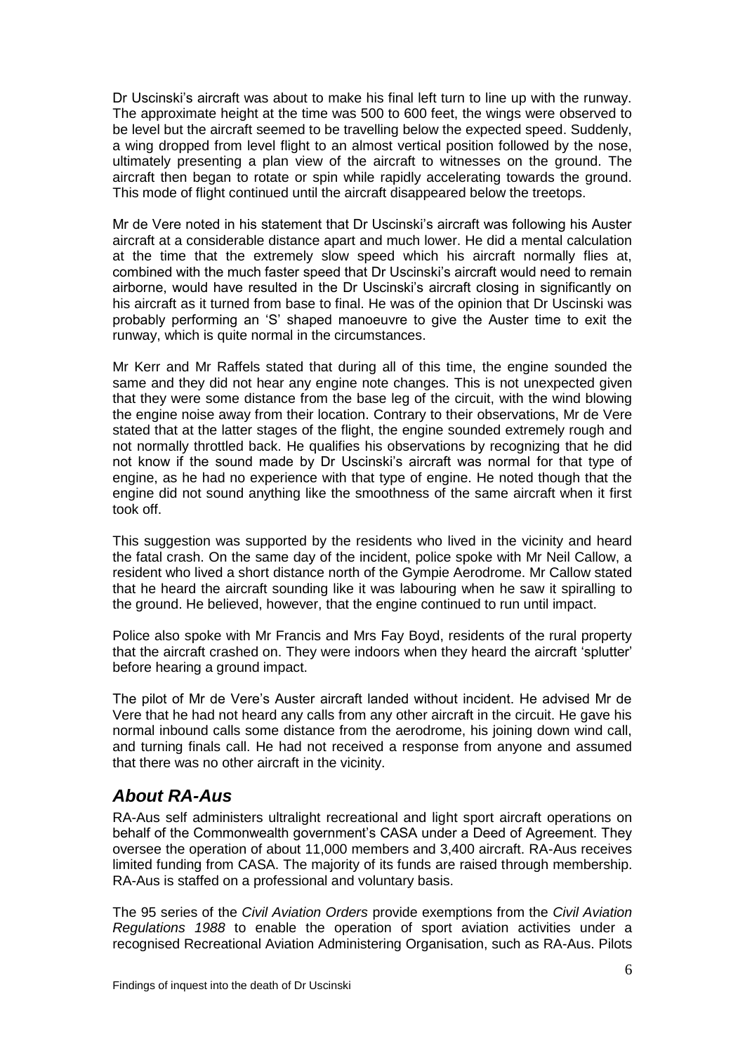Dr Uscinski's aircraft was about to make his final left turn to line up with the runway. The approximate height at the time was 500 to 600 feet, the wings were observed to be level but the aircraft seemed to be travelling below the expected speed. Suddenly, a wing dropped from level flight to an almost vertical position followed by the nose, ultimately presenting a plan view of the aircraft to witnesses on the ground. The aircraft then began to rotate or spin while rapidly accelerating towards the ground. This mode of flight continued until the aircraft disappeared below the treetops.

Mr de Vere noted in his statement that Dr Uscinski's aircraft was following his Auster aircraft at a considerable distance apart and much lower. He did a mental calculation at the time that the extremely slow speed which his aircraft normally flies at, combined with the much faster speed that Dr Uscinski's aircraft would need to remain airborne, would have resulted in the Dr Uscinski's aircraft closing in significantly on his aircraft as it turned from base to final. He was of the opinion that Dr Uscinski was probably performing an 'S' shaped manoeuvre to give the Auster time to exit the runway, which is quite normal in the circumstances.

Mr Kerr and Mr Raffels stated that during all of this time, the engine sounded the same and they did not hear any engine note changes. This is not unexpected given that they were some distance from the base leg of the circuit, with the wind blowing the engine noise away from their location. Contrary to their observations, Mr de Vere stated that at the latter stages of the flight, the engine sounded extremely rough and not normally throttled back. He qualifies his observations by recognizing that he did not know if the sound made by Dr Uscinski's aircraft was normal for that type of engine, as he had no experience with that type of engine. He noted though that the engine did not sound anything like the smoothness of the same aircraft when it first took off.

This suggestion was supported by the residents who lived in the vicinity and heard the fatal crash. On the same day of the incident, police spoke with Mr Neil Callow, a resident who lived a short distance north of the Gympie Aerodrome. Mr Callow stated that he heard the aircraft sounding like it was labouring when he saw it spiralling to the ground. He believed, however, that the engine continued to run until impact.

Police also spoke with Mr Francis and Mrs Fay Boyd, residents of the rural property that the aircraft crashed on. They were indoors when they heard the aircraft 'splutter' before hearing a ground impact.

The pilot of Mr de Vere's Auster aircraft landed without incident. He advised Mr de Vere that he had not heard any calls from any other aircraft in the circuit. He gave his normal inbound calls some distance from the aerodrome, his joining down wind call, and turning finals call. He had not received a response from anyone and assumed that there was no other aircraft in the vicinity.

## *About RA-Aus*

RA-Aus self administers ultralight recreational and light sport aircraft operations on behalf of the Commonwealth government's CASA under a Deed of Agreement. They oversee the operation of about 11,000 members and 3,400 aircraft. RA-Aus receives limited funding from CASA. The majority of its funds are raised through membership. RA-Aus is staffed on a professional and voluntary basis.

The 95 series of the *Civil Aviation Orders* provide exemptions from the *Civil Aviation Regulations 1988* to enable the operation of sport aviation activities under a recognised Recreational Aviation Administering Organisation, such as RA-Aus. Pilots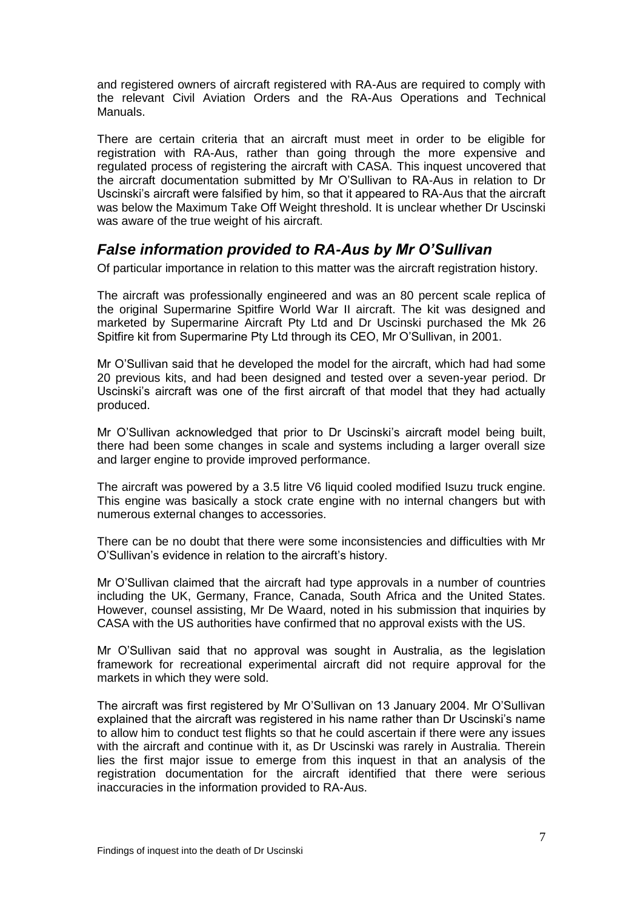and registered owners of aircraft registered with RA-Aus are required to comply with the relevant Civil Aviation Orders and the RA-Aus Operations and Technical Manuals.

There are certain criteria that an aircraft must meet in order to be eligible for registration with RA-Aus, rather than going through the more expensive and regulated process of registering the aircraft with CASA. This inquest uncovered that the aircraft documentation submitted by Mr O'Sullivan to RA-Aus in relation to Dr Uscinski's aircraft were falsified by him, so that it appeared to RA-Aus that the aircraft was below the Maximum Take Off Weight threshold. It is unclear whether Dr Uscinski was aware of the true weight of his aircraft.

## *False information provided to RA-Aus by Mr O'Sullivan*

Of particular importance in relation to this matter was the aircraft registration history.

The aircraft was professionally engineered and was an 80 percent scale replica of the original Supermarine Spitfire World War II aircraft. The kit was designed and marketed by Supermarine Aircraft Pty Ltd and Dr Uscinski purchased the Mk 26 Spitfire kit from Supermarine Pty Ltd through its CEO, Mr O'Sullivan, in 2001.

Mr O'Sullivan said that he developed the model for the aircraft, which had had some 20 previous kits, and had been designed and tested over a seven-year period. Dr Uscinski's aircraft was one of the first aircraft of that model that they had actually produced.

Mr O'Sullivan acknowledged that prior to Dr Uscinski's aircraft model being built, there had been some changes in scale and systems including a larger overall size and larger engine to provide improved performance.

The aircraft was powered by a 3.5 litre V6 liquid cooled modified Isuzu truck engine. This engine was basically a stock crate engine with no internal changers but with numerous external changes to accessories.

There can be no doubt that there were some inconsistencies and difficulties with Mr O'Sullivan's evidence in relation to the aircraft's history.

Mr O'Sullivan claimed that the aircraft had type approvals in a number of countries including the UK, Germany, France, Canada, South Africa and the United States. However, counsel assisting, Mr De Waard, noted in his submission that inquiries by CASA with the US authorities have confirmed that no approval exists with the US.

Mr O'Sullivan said that no approval was sought in Australia, as the legislation framework for recreational experimental aircraft did not require approval for the markets in which they were sold.

The aircraft was first registered by Mr O'Sullivan on 13 January 2004. Mr O'Sullivan explained that the aircraft was registered in his name rather than Dr Uscinski's name to allow him to conduct test flights so that he could ascertain if there were any issues with the aircraft and continue with it, as Dr Uscinski was rarely in Australia. Therein lies the first major issue to emerge from this inquest in that an analysis of the registration documentation for the aircraft identified that there were serious inaccuracies in the information provided to RA-Aus.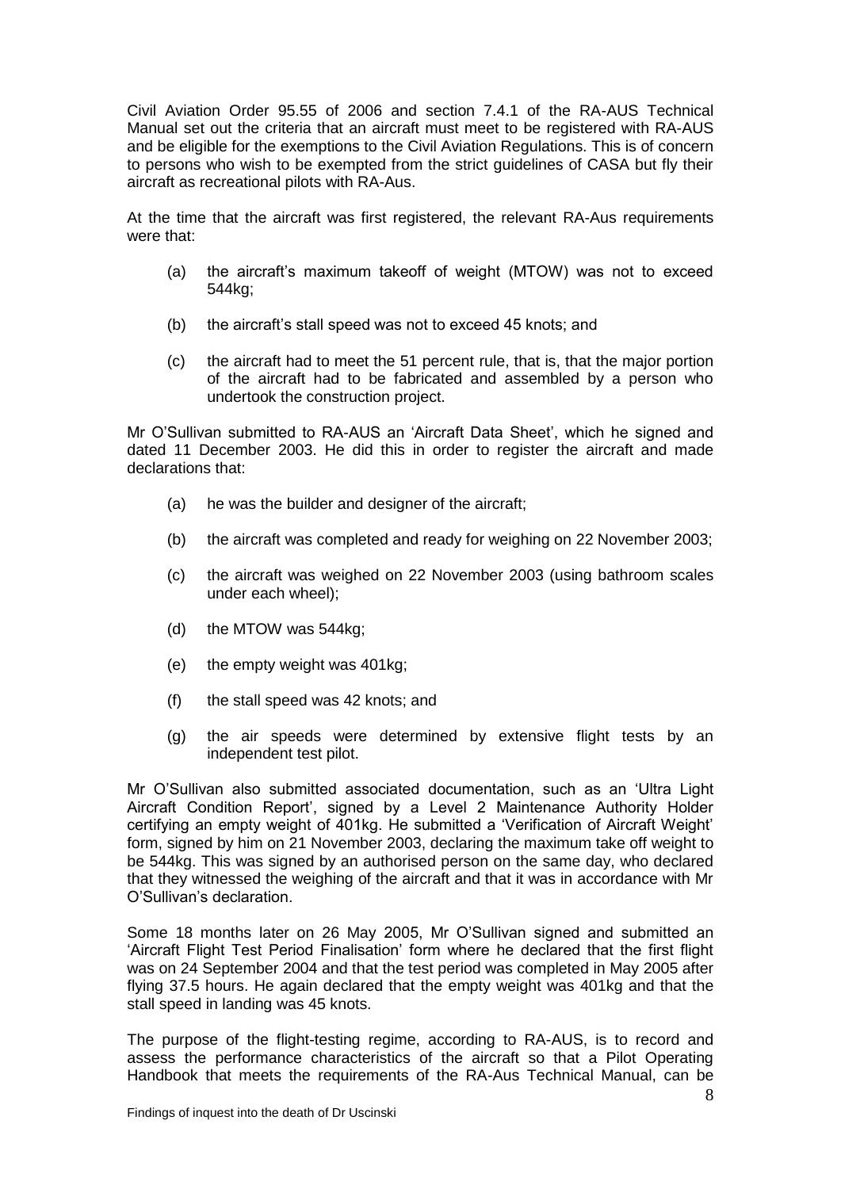Civil Aviation Order 95.55 of 2006 and section 7.4.1 of the RA-AUS Technical Manual set out the criteria that an aircraft must meet to be registered with RA-AUS and be eligible for the exemptions to the Civil Aviation Regulations. This is of concern to persons who wish to be exempted from the strict guidelines of CASA but fly their aircraft as recreational pilots with RA-Aus.

At the time that the aircraft was first registered, the relevant RA-Aus requirements were that:

(a) the aircraft's maximum takeoff of weight (MTOW) was not to exceed 544kg;

(b) the aircraft's stall speed was not to exceed 45 knots; and

(c) the aircraft had to meet the 51 percent rule, that is, that the major portion of the aircraft had to be fabricated and assembled by a person who undertook the construction project.

Mr O'Sullivan submitted to RA-AUS an 'Aircraft Data Sheet', which he signed and dated 11 December 2003. He did this in order to register the aircraft and made declarations that:

(a) he was the builder and designer of the aircraft;

(b) the aircraft was completed and ready for weighing on 22 November 2003;

(c) the aircraft was weighed on 22 November 2003 (using bathroom scales under each wheel);

(d) the MTOW was 544kg;

(e) the empty weight was 401kg;

(f) the stall speed was 42 knots; and

(g) the air speeds were determined by extensive flight tests by an independent test pilot.

Mr O'Sullivan also submitted associated documentation, such as an 'Ultra Light Aircraft Condition Report', signed by a Level 2 Maintenance Authority Holder certifying an empty weight of 401kg. He submitted a 'Verification of Aircraft Weight' form, signed by him on 21 November 2003, declaring the maximum take off weight to be 544kg. This was signed by an authorised person on the same day, who declared that they witnessed the weighing of the aircraft and that it was in accordance with Mr O'Sullivan's declaration.

Some 18 months later on 26 May 2005, Mr O'Sullivan signed and submitted an 'Aircraft Flight Test Period Finalisation' form where he declared that the first flight was on 24 September 2004 and that the test period was completed in May 2005 after flying 37.5 hours. He again declared that the empty weight was 401kg and that the stall speed in landing was 45 knots.

The purpose of the flight-testing regime, according to RA-AUS, is to record and assess the performance characteristics of the aircraft so that a Pilot Operating Handbook that meets the requirements of the RA-Aus Technical Manual, can be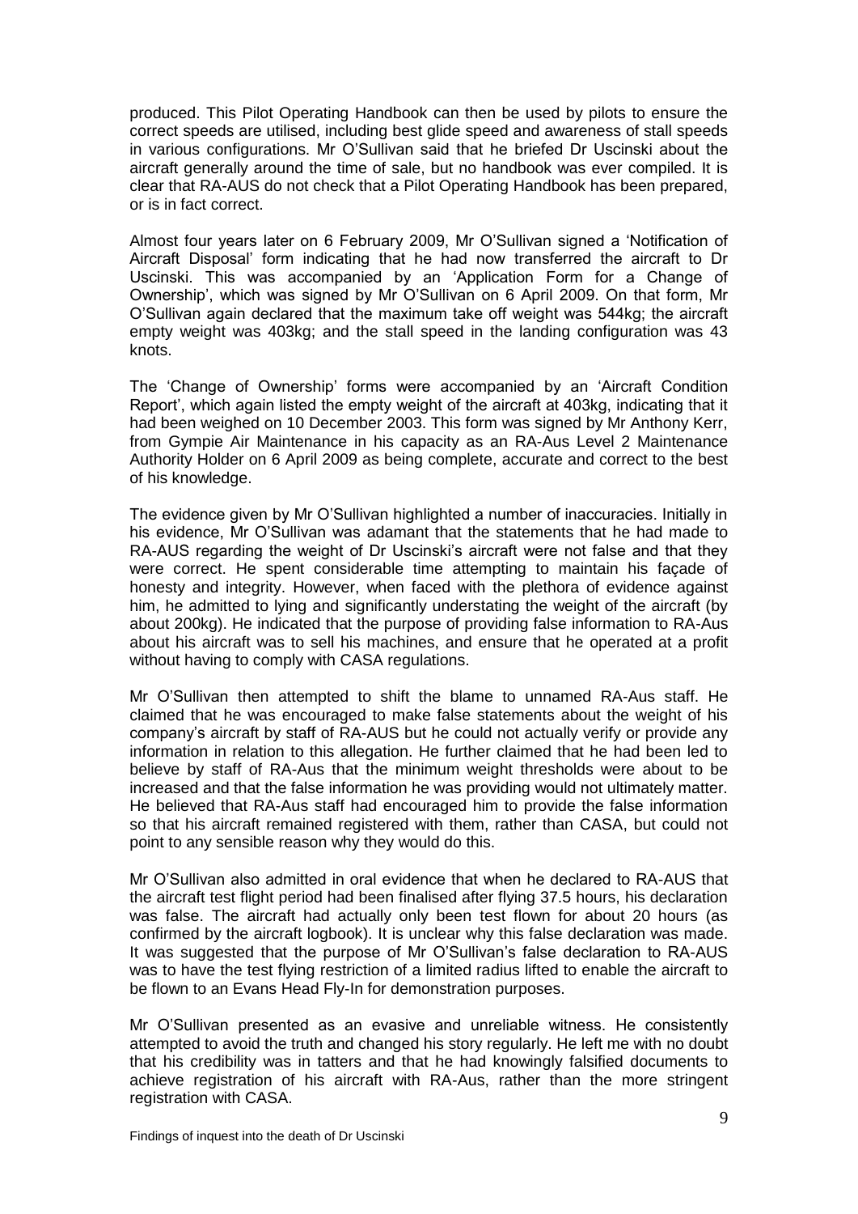produced. This Pilot Operating Handbook can then be used by pilots to ensure the correct speeds are utilised, including best glide speed and awareness of stall speeds in various configurations. Mr O'Sullivan said that he briefed Dr Uscinski about the aircraft generally around the time of sale, but no handbook was ever compiled. It is clear that RA-AUS do not check that a Pilot Operating Handbook has been prepared, or is in fact correct.

Almost four years later on 6 February 2009, Mr O'Sullivan signed a 'Notification of Aircraft Disposal' form indicating that he had now transferred the aircraft to Dr Uscinski. This was accompanied by an 'Application Form for a Change of Ownership', which was signed by Mr O'Sullivan on 6 April 2009. On that form, Mr O'Sullivan again declared that the maximum take off weight was 544kg; the aircraft empty weight was 403kg; and the stall speed in the landing configuration was 43 knots.

The 'Change of Ownership' forms were accompanied by an 'Aircraft Condition Report', which again listed the empty weight of the aircraft at 403kg, indicating that it had been weighed on 10 December 2003. This form was signed by Mr Anthony Kerr, from Gympie Air Maintenance in his capacity as an RA-Aus Level 2 Maintenance Authority Holder on 6 April 2009 as being complete, accurate and correct to the best of his knowledge.

The evidence given by Mr O'Sullivan highlighted a number of inaccuracies. Initially in his evidence, Mr O'Sullivan was adamant that the statements that he had made to RA-AUS regarding the weight of Dr Uscinski's aircraft were not false and that they were correct. He spent considerable time attempting to maintain his façade of honesty and integrity. However, when faced with the plethora of evidence against him, he admitted to lying and significantly understating the weight of the aircraft (by about 200kg). He indicated that the purpose of providing false information to RA-Aus about his aircraft was to sell his machines, and ensure that he operated at a profit without having to comply with CASA regulations.

Mr O'Sullivan then attempted to shift the blame to unnamed RA-Aus staff. He claimed that he was encouraged to make false statements about the weight of his company's aircraft by staff of RA-AUS but he could not actually verify or provide any information in relation to this allegation. He further claimed that he had been led to believe by staff of RA-Aus that the minimum weight thresholds were about to be increased and that the false information he was providing would not ultimately matter. He believed that RA-Aus staff had encouraged him to provide the false information so that his aircraft remained registered with them, rather than CASA, but could not point to any sensible reason why they would do this.

Mr O'Sullivan also admitted in oral evidence that when he declared to RA-AUS that the aircraft test flight period had been finalised after flying 37.5 hours, his declaration was false. The aircraft had actually only been test flown for about 20 hours (as confirmed by the aircraft logbook). It is unclear why this false declaration was made. It was suggested that the purpose of Mr O'Sullivan's false declaration to RA-AUS was to have the test flying restriction of a limited radius lifted to enable the aircraft to be flown to an Evans Head Fly-In for demonstration purposes.

Mr O'Sullivan presented as an evasive and unreliable witness. He consistently attempted to avoid the truth and changed his story regularly. He left me with no doubt that his credibility was in tatters and that he had knowingly falsified documents to achieve registration of his aircraft with RA-Aus, rather than the more stringent registration with CASA.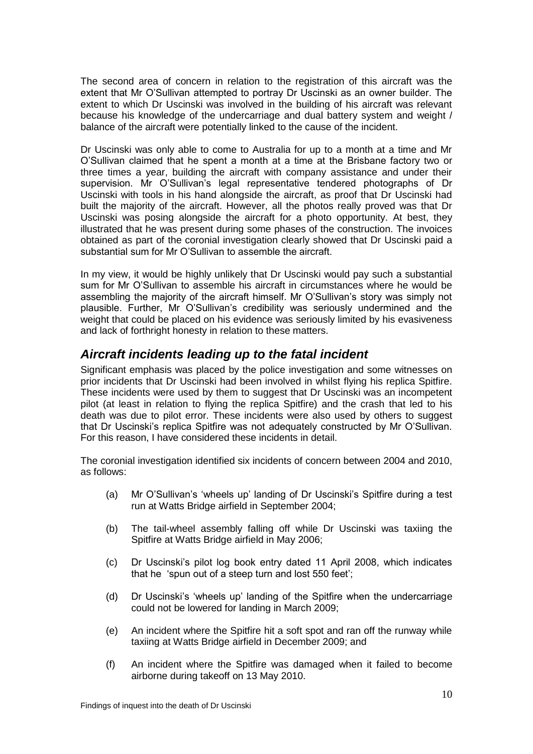The second area of concern in relation to the registration of this aircraft was the extent that Mr O'Sullivan attempted to portray Dr Uscinski as an owner builder. The extent to which Dr Uscinski was involved in the building of his aircraft was relevant because his knowledge of the undercarriage and dual battery system and weight / balance of the aircraft were potentially linked to the cause of the incident.

Dr Uscinski was only able to come to Australia for up to a month at a time and Mr O'Sullivan claimed that he spent a month at a time at the Brisbane factory two or three times a year, building the aircraft with company assistance and under their supervision. Mr O'Sullivan's legal representative tendered photographs of Dr Uscinski with tools in his hand alongside the aircraft, as proof that Dr Uscinski had built the majority of the aircraft. However, all the photos really proved was that Dr Uscinski was posing alongside the aircraft for a photo opportunity. At best, they illustrated that he was present during some phases of the construction. The invoices obtained as part of the coronial investigation clearly showed that Dr Uscinski paid a substantial sum for Mr O'Sullivan to assemble the aircraft.

In my view, it would be highly unlikely that Dr Uscinski would pay such a substantial sum for Mr O'Sullivan to assemble his aircraft in circumstances where he would be assembling the majority of the aircraft himself. Mr O'Sullivan's story was simply not plausible. Further, Mr O'Sullivan's credibility was seriously undermined and the weight that could be placed on his evidence was seriously limited by his evasiveness and lack of forthright honesty in relation to these matters.

## *Aircraft incidents leading up to the fatal incident*

Significant emphasis was placed by the police investigation and some witnesses on prior incidents that Dr Uscinski had been involved in whilst flying his replica Spitfire. These incidents were used by them to suggest that Dr Uscinski was an incompetent pilot (at least in relation to flying the replica Spitfire) and the crash that led to his death was due to pilot error. These incidents were also used by others to suggest that Dr Uscinski's replica Spitfire was not adequately constructed by Mr O'Sullivan. For this reason, I have considered these incidents in detail.

The coronial investigation identified six incidents of concern between 2004 and 2010, as follows:

(a) Mr O'Sullivan's 'wheels up' landing of Dr Uscinski's Spitfire during a test run at Watts Bridge airfield in September 2004;

(b) The tail-wheel assembly falling off while Dr Uscinski was taxiing the Spitfire at Watts Bridge airfield in May 2006;

(c) Dr Uscinski's pilot log book entry dated 11 April 2008, which indicates that he 'spun out of a steep turn and lost 550 feet';

(d) Dr Uscinski's 'wheels up' landing of the Spitfire when the undercarriage could not be lowered for landing in March 2009;

(e) An incident where the Spitfire hit a soft spot and ran off the runway while taxiing at Watts Bridge airfield in December 2009; and

(f) An incident where the Spitfire was damaged when it failed to become airborne during takeoff on 13 May 2010.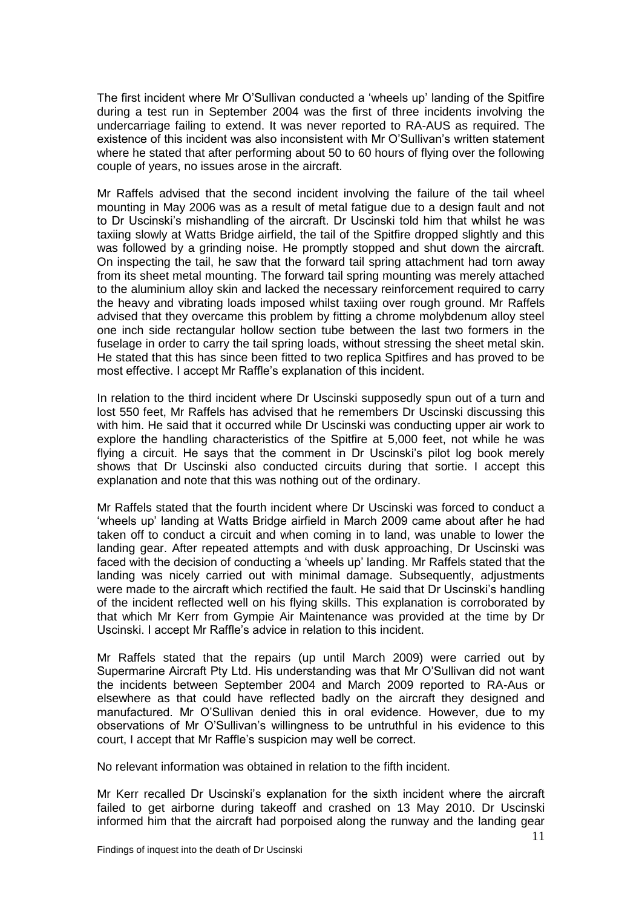The first incident where Mr O'Sullivan conducted a 'wheels up' landing of the Spitfire during a test run in September 2004 was the first of three incidents involving the undercarriage failing to extend. It was never reported to RA-AUS as required. The existence of this incident was also inconsistent with Mr O'Sullivan's written statement where he stated that after performing about 50 to 60 hours of flying over the following couple of years, no issues arose in the aircraft.

Mr Raffels advised that the second incident involving the failure of the tail wheel mounting in May 2006 was as a result of metal fatigue due to a design fault and not to Dr Uscinski's mishandling of the aircraft. Dr Uscinski told him that whilst he was taxiing slowly at Watts Bridge airfield, the tail of the Spitfire dropped slightly and this was followed by a grinding noise. He promptly stopped and shut down the aircraft. On inspecting the tail, he saw that the forward tail spring attachment had torn away from its sheet metal mounting. The forward tail spring mounting was merely attached to the aluminium alloy skin and lacked the necessary reinforcement required to carry the heavy and vibrating loads imposed whilst taxiing over rough ground. Mr Raffels advised that they overcame this problem by fitting a chrome molybdenum alloy steel one inch side rectangular hollow section tube between the last two formers in the fuselage in order to carry the tail spring loads, without stressing the sheet metal skin. He stated that this has since been fitted to two replica Spitfires and has proved to be most effective. I accept Mr Raffle's explanation of this incident.

In relation to the third incident where Dr Uscinski supposedly spun out of a turn and lost 550 feet, Mr Raffels has advised that he remembers Dr Uscinski discussing this with him. He said that it occurred while Dr Uscinski was conducting upper air work to explore the handling characteristics of the Spitfire at 5,000 feet, not while he was flying a circuit. He says that the comment in Dr Uscinski's pilot log book merely shows that Dr Uscinski also conducted circuits during that sortie. I accept this explanation and note that this was nothing out of the ordinary.

Mr Raffels stated that the fourth incident where Dr Uscinski was forced to conduct a 'wheels up' landing at Watts Bridge airfield in March 2009 came about after he had taken off to conduct a circuit and when coming in to land, was unable to lower the landing gear. After repeated attempts and with dusk approaching, Dr Uscinski was faced with the decision of conducting a 'wheels up' landing. Mr Raffels stated that the landing was nicely carried out with minimal damage. Subsequently, adjustments were made to the aircraft which rectified the fault. He said that Dr Uscinski's handling of the incident reflected well on his flying skills. This explanation is corroborated by that which Mr Kerr from Gympie Air Maintenance was provided at the time by Dr Uscinski. I accept Mr Raffle's advice in relation to this incident.

Mr Raffels stated that the repairs (up until March 2009) were carried out by Supermarine Aircraft Pty Ltd. His understanding was that Mr O'Sullivan did not want the incidents between September 2004 and March 2009 reported to RA-Aus or elsewhere as that could have reflected badly on the aircraft they designed and manufactured. Mr O'Sullivan denied this in oral evidence. However, due to my observations of Mr O'Sullivan's willingness to be untruthful in his evidence to this court, I accept that Mr Raffle's suspicion may well be correct.

No relevant information was obtained in relation to the fifth incident.

Mr Kerr recalled Dr Uscinski's explanation for the sixth incident where the aircraft failed to get airborne during takeoff and crashed on 13 May 2010. Dr Uscinski informed him that the aircraft had porpoised along the runway and the landing gear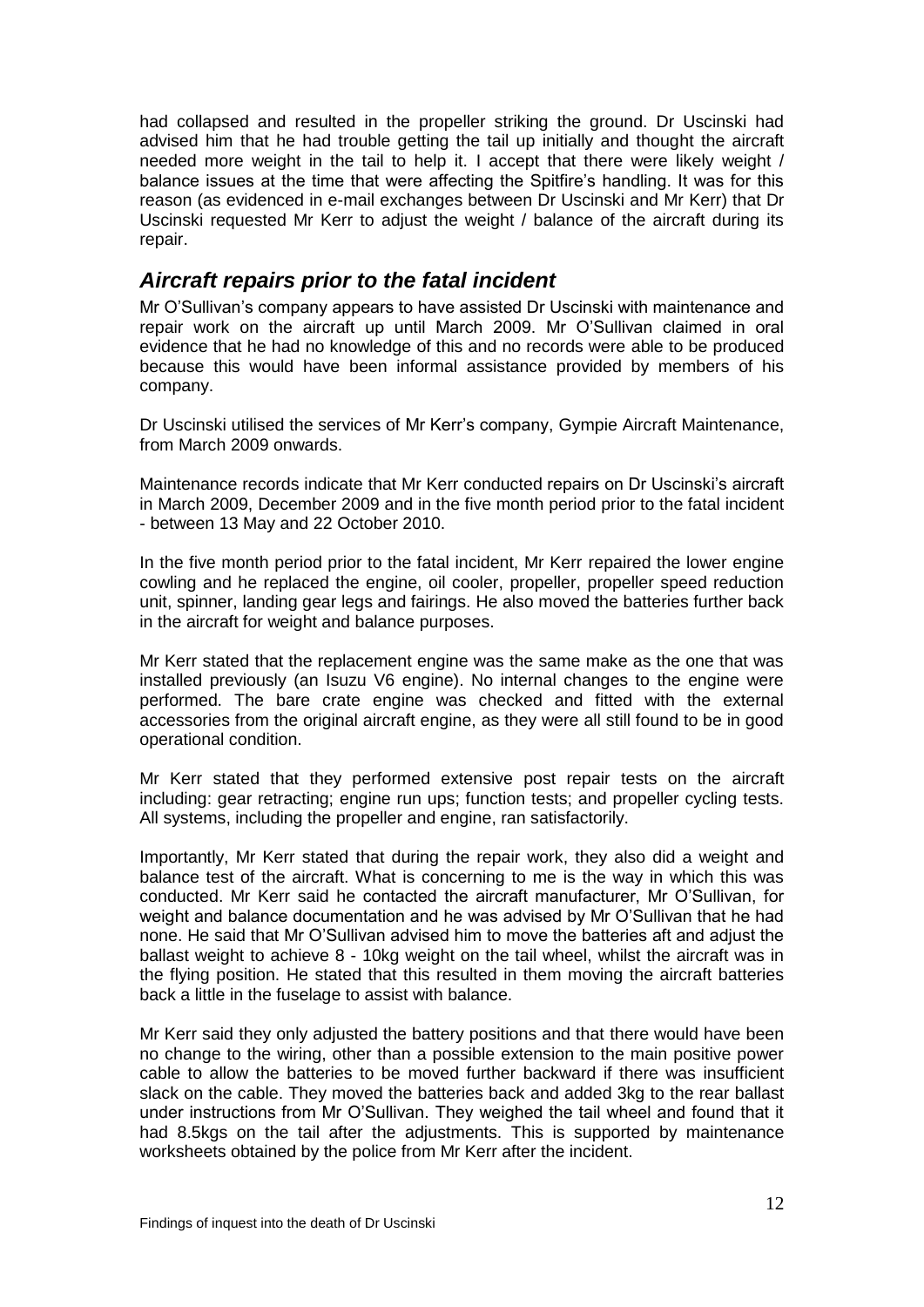had collapsed and resulted in the propeller striking the ground. Dr Uscinski had advised him that he had trouble getting the tail up initially and thought the aircraft needed more weight in the tail to help it. I accept that there were likely weight / balance issues at the time that were affecting the Spitfire's handling. It was for this reason (as evidenced in e-mail exchanges between Dr Uscinski and Mr Kerr) that Dr Uscinski requested Mr Kerr to adjust the weight / balance of the aircraft during its repair.

## *Aircraft repairs prior to the fatal incident*

Mr O'Sullivan's company appears to have assisted Dr Uscinski with maintenance and repair work on the aircraft up until March 2009. Mr O'Sullivan claimed in oral evidence that he had no knowledge of this and no records were able to be produced because this would have been informal assistance provided by members of his company.

Dr Uscinski utilised the services of Mr Kerr's company, Gympie Aircraft Maintenance, from March 2009 onwards.

Maintenance records indicate that Mr Kerr conducted repairs on Dr Uscinski's aircraft in March 2009, December 2009 and in the five month period prior to the fatal incident - between 13 May and 22 October 2010.

In the five month period prior to the fatal incident, Mr Kerr repaired the lower engine cowling and he replaced the engine, oil cooler, propeller, propeller speed reduction unit, spinner, landing gear legs and fairings. He also moved the batteries further back in the aircraft for weight and balance purposes.

Mr Kerr stated that the replacement engine was the same make as the one that was installed previously (an Isuzu V6 engine). No internal changes to the engine were performed. The bare crate engine was checked and fitted with the external accessories from the original aircraft engine, as they were all still found to be in good operational condition.

Mr Kerr stated that they performed extensive post repair tests on the aircraft including: gear retracting; engine run ups; function tests; and propeller cycling tests. All systems, including the propeller and engine, ran satisfactorily.

Importantly, Mr Kerr stated that during the repair work, they also did a weight and balance test of the aircraft. What is concerning to me is the way in which this was conducted. Mr Kerr said he contacted the aircraft manufacturer, Mr O'Sullivan, for weight and balance documentation and he was advised by Mr O'Sullivan that he had none. He said that Mr O'Sullivan advised him to move the batteries aft and adjust the ballast weight to achieve 8 - 10kg weight on the tail wheel, whilst the aircraft was in the flying position. He stated that this resulted in them moving the aircraft batteries back a little in the fuselage to assist with balance.

Mr Kerr said they only adjusted the battery positions and that there would have been no change to the wiring, other than a possible extension to the main positive power cable to allow the batteries to be moved further backward if there was insufficient slack on the cable. They moved the batteries back and added 3kg to the rear ballast under instructions from Mr O'Sullivan. They weighed the tail wheel and found that it had 8.5kgs on the tail after the adjustments. This is supported by maintenance worksheets obtained by the police from Mr Kerr after the incident.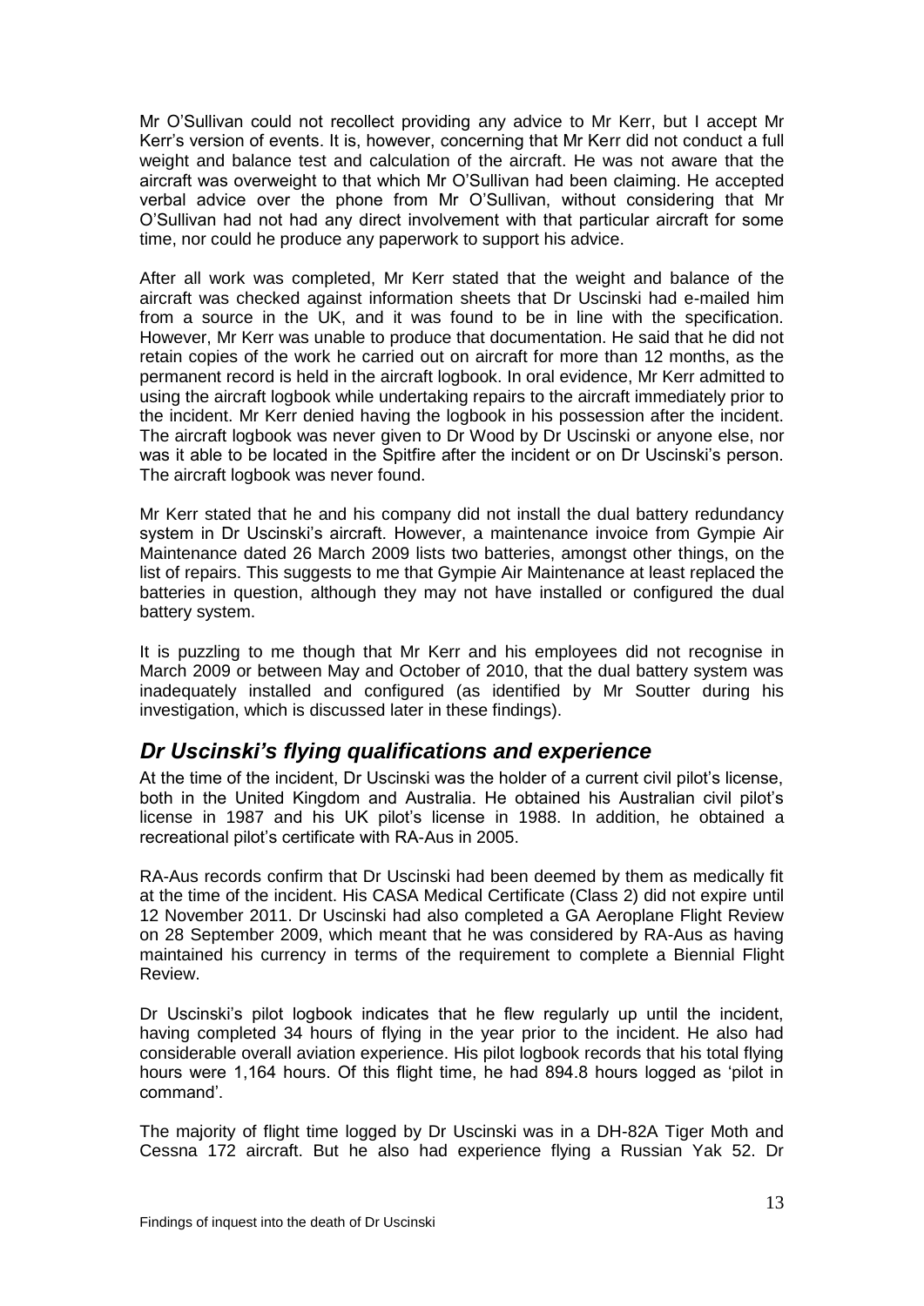Mr O'Sullivan could not recollect providing any advice to Mr Kerr, but I accept Mr Kerr's version of events. It is, however, concerning that Mr Kerr did not conduct a full weight and balance test and calculation of the aircraft. He was not aware that the aircraft was overweight to that which Mr O'Sullivan had been claiming. He accepted verbal advice over the phone from Mr O'Sullivan, without considering that Mr O'Sullivan had not had any direct involvement with that particular aircraft for some time, nor could he produce any paperwork to support his advice.

After all work was completed, Mr Kerr stated that the weight and balance of the aircraft was checked against information sheets that Dr Uscinski had e-mailed him from a source in the UK, and it was found to be in line with the specification. However, Mr Kerr was unable to produce that documentation. He said that he did not retain copies of the work he carried out on aircraft for more than 12 months, as the permanent record is held in the aircraft logbook. In oral evidence, Mr Kerr admitted to using the aircraft logbook while undertaking repairs to the aircraft immediately prior to the incident. Mr Kerr denied having the logbook in his possession after the incident. The aircraft logbook was never given to Dr Wood by Dr Uscinski or anyone else, nor was it able to be located in the Spitfire after the incident or on Dr Uscinski's person. The aircraft logbook was never found.

Mr Kerr stated that he and his company did not install the dual battery redundancy system in Dr Uscinski's aircraft. However, a maintenance invoice from Gympie Air Maintenance dated 26 March 2009 lists two batteries, amongst other things, on the list of repairs. This suggests to me that Gympie Air Maintenance at least replaced the batteries in question, although they may not have installed or configured the dual battery system.

It is puzzling to me though that Mr Kerr and his employees did not recognise in March 2009 or between May and October of 2010, that the dual battery system was inadequately installed and configured (as identified by Mr Soutter during his investigation, which is discussed later in these findings).

## *Dr Uscinski's flying qualifications and experience*

At the time of the incident, Dr Uscinski was the holder of a current civil pilot's license, both in the United Kingdom and Australia. He obtained his Australian civil pilot's license in 1987 and his UK pilot's license in 1988. In addition, he obtained a recreational pilot's certificate with RA-Aus in 2005.

RA-Aus records confirm that Dr Uscinski had been deemed by them as medically fit at the time of the incident. His CASA Medical Certificate (Class 2) did not expire until 12 November 2011. Dr Uscinski had also completed a GA Aeroplane Flight Review on 28 September 2009, which meant that he was considered by RA-Aus as having maintained his currency in terms of the requirement to complete a Biennial Flight Review.

Dr Uscinski's pilot logbook indicates that he flew regularly up until the incident, having completed 34 hours of flying in the year prior to the incident. He also had considerable overall aviation experience. His pilot logbook records that his total flying hours were 1,164 hours. Of this flight time, he had 894.8 hours logged as 'pilot in command'.

The majority of flight time logged by Dr Uscinski was in a DH-82A Tiger Moth and Cessna 172 aircraft. But he also had experience flying a Russian Yak 52. Dr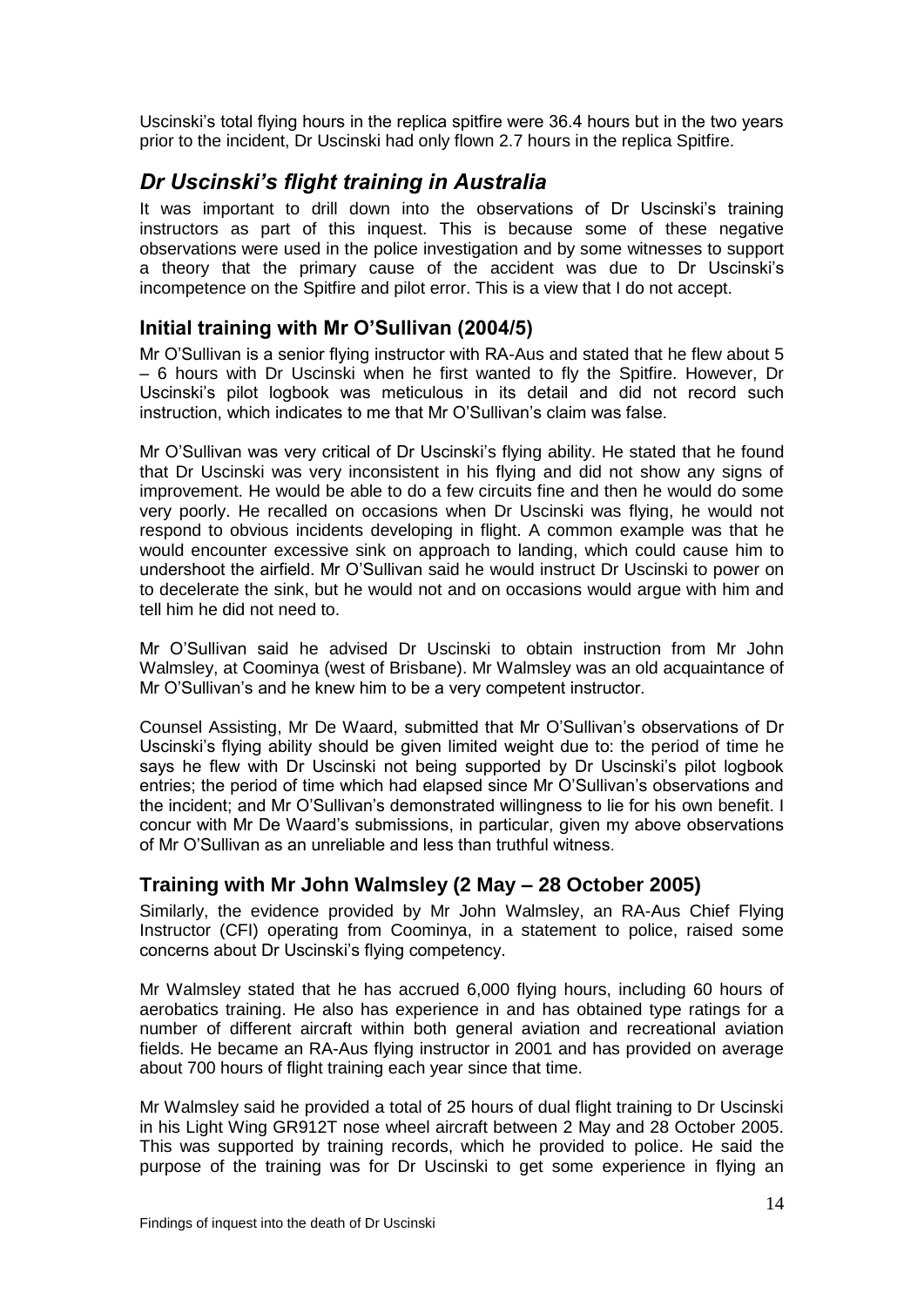Uscinski's total flying hours in the replica spitfire were 36.4 hours but in the two years prior to the incident, Dr Uscinski had only flown 2.7 hours in the replica Spitfire.

## *Dr Uscinski's flight training in Australia*

It was important to drill down into the observations of Dr Uscinski's training instructors as part of this inquest. This is because some of these negative observations were used in the police investigation and by some witnesses to support a theory that the primary cause of the accident was due to Dr Uscinski's incompetence on the Spitfire and pilot error. This is a view that I do not accept.

### Initial training with Mr O'Sullivan (2004/5)

Mr O'Sullivan is a senior flying instructor with RA-Aus and stated that he flew about 5 – 6 hours with Dr Uscinski when he first wanted to fly the Spitfire. However, Dr Uscinski's pilot logbook was meticulous in its detail and did not record such instruction, which indicates to me that Mr O'Sullivan's claim was false.

Mr O'Sullivan was very critical of Dr Uscinski's flying ability. He stated that he found that Dr Uscinski was very inconsistent in his flying and did not show any signs of improvement. He would be able to do a few circuits fine and then he would do some very poorly. He recalled on occasions when Dr Uscinski was flying, he would not respond to obvious incidents developing in flight. A common example was that he would encounter excessive sink on approach to landing, which could cause him to undershoot the airfield. Mr O'Sullivan said he would instruct Dr Uscinski to power on to decelerate the sink, but he would not and on occasions would argue with him and tell him he did not need to.

Mr O'Sullivan said he advised Dr Uscinski to obtain instruction from Mr John Walmsley, at Coominya (west of Brisbane). Mr Walmsley was an old acquaintance of Mr O'Sullivan's and he knew him to be a very competent instructor.

Counsel Assisting, Mr De Waard, submitted that Mr O'Sullivan's observations of Dr Uscinski's flying ability should be given limited weight due to: the period of time he says he flew with Dr Uscinski not being supported by Dr Uscinski's pilot logbook entries; the period of time which had elapsed since Mr O'Sullivan's observations and the incident; and Mr O'Sullivan's demonstrated willingness to lie for his own benefit. I concur with Mr De Waard's submissions, in particular, given my above observations of Mr O'Sullivan as an unreliable and less than truthful witness.

### Training with Mr John Walmsley (2 May – 28 October 2005)

Similarly, the evidence provided by Mr John Walmsley, an RA-Aus Chief Flying Instructor (CFI) operating from Coominya, in a statement to police, raised some concerns about Dr Uscinski's flying competency.

Mr Walmsley stated that he has accrued 6,000 flying hours, including 60 hours of aerobatics training. He also has experience in and has obtained type ratings for a number of different aircraft within both general aviation and recreational aviation fields. He became an RA-Aus flying instructor in 2001 and has provided on average about 700 hours of flight training each year since that time.

Mr Walmsley said he provided a total of 25 hours of dual flight training to Dr Uscinski in his Light Wing GR912T nose wheel aircraft between 2 May and 28 October 2005. This was supported by training records, which he provided to police. He said the purpose of the training was for Dr Uscinski to get some experience in flying an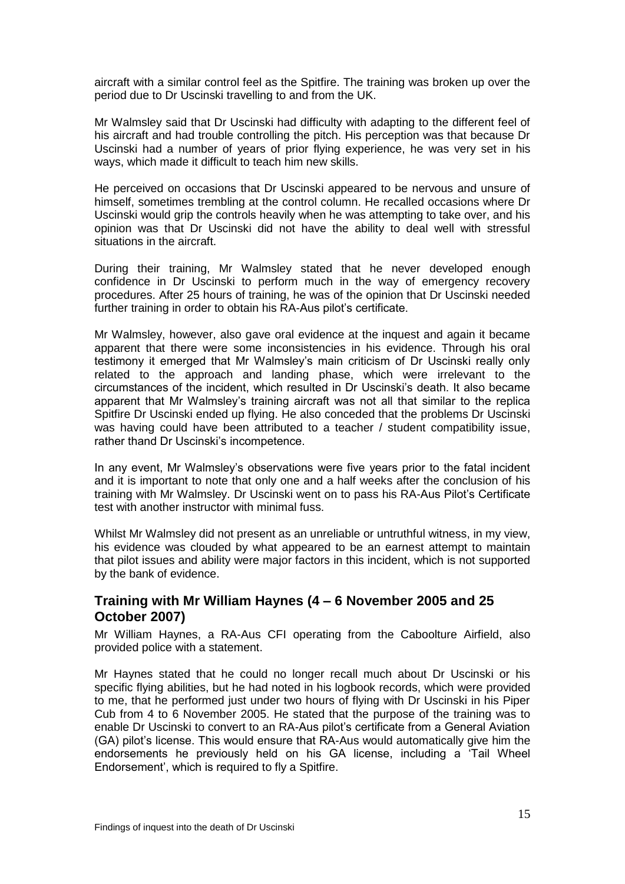aircraft with a similar control feel as the Spitfire. The training was broken up over the period due to Dr Uscinski travelling to and from the UK.

Mr Walmsley said that Dr Uscinski had difficulty with adapting to the different feel of his aircraft and had trouble controlling the pitch. His perception was that because Dr Uscinski had a number of years of prior flying experience, he was very set in his ways, which made it difficult to teach him new skills.

He perceived on occasions that Dr Uscinski appeared to be nervous and unsure of himself, sometimes trembling at the control column. He recalled occasions where Dr Uscinski would grip the controls heavily when he was attempting to take over, and his opinion was that Dr Uscinski did not have the ability to deal well with stressful situations in the aircraft.

During their training, Mr Walmsley stated that he never developed enough confidence in Dr Uscinski to perform much in the way of emergency recovery procedures. After 25 hours of training, he was of the opinion that Dr Uscinski needed further training in order to obtain his RA-Aus pilot's certificate.

Mr Walmsley, however, also gave oral evidence at the inquest and again it became apparent that there were some inconsistencies in his evidence. Through his oral testimony it emerged that Mr Walmsley's main criticism of Dr Uscinski really only related to the approach and landing phase, which were irrelevant to the circumstances of the incident, which resulted in Dr Uscinski's death. It also became apparent that Mr Walmsley's training aircraft was not all that similar to the replica Spitfire Dr Uscinski ended up flying. He also conceded that the problems Dr Uscinski was having could have been attributed to a teacher / student compatibility issue, rather thand Dr Uscinski's incompetence.

In any event, Mr Walmsley's observations were five years prior to the fatal incident and it is important to note that only one and a half weeks after the conclusion of his training with Mr Walmsley. Dr Uscinski went on to pass his RA-Aus Pilot's Certificate test with another instructor with minimal fuss.

Whilst Mr Walmsley did not present as an unreliable or untruthful witness, in my view, his evidence was clouded by what appeared to be an earnest attempt to maintain that pilot issues and ability were major factors in this incident, which is not supported by the bank of evidence.

## Training with Mr William Haynes (4 – 6 November 2005 and 25 October 2007)

Mr William Haynes, a RA-Aus CFI operating from the Caboolture Airfield, also provided police with a statement.

Mr Haynes stated that he could no longer recall much about Dr Uscinski or his specific flying abilities, but he had noted in his logbook records, which were provided to me, that he performed just under two hours of flying with Dr Uscinski in his Piper Cub from 4 to 6 November 2005. He stated that the purpose of the training was to enable Dr Uscinski to convert to an RA-Aus pilot's certificate from a General Aviation (GA) pilot's license. This would ensure that RA-Aus would automatically give him the endorsements he previously held on his GA license, including a 'Tail Wheel Endorsement', which is required to fly a Spitfire.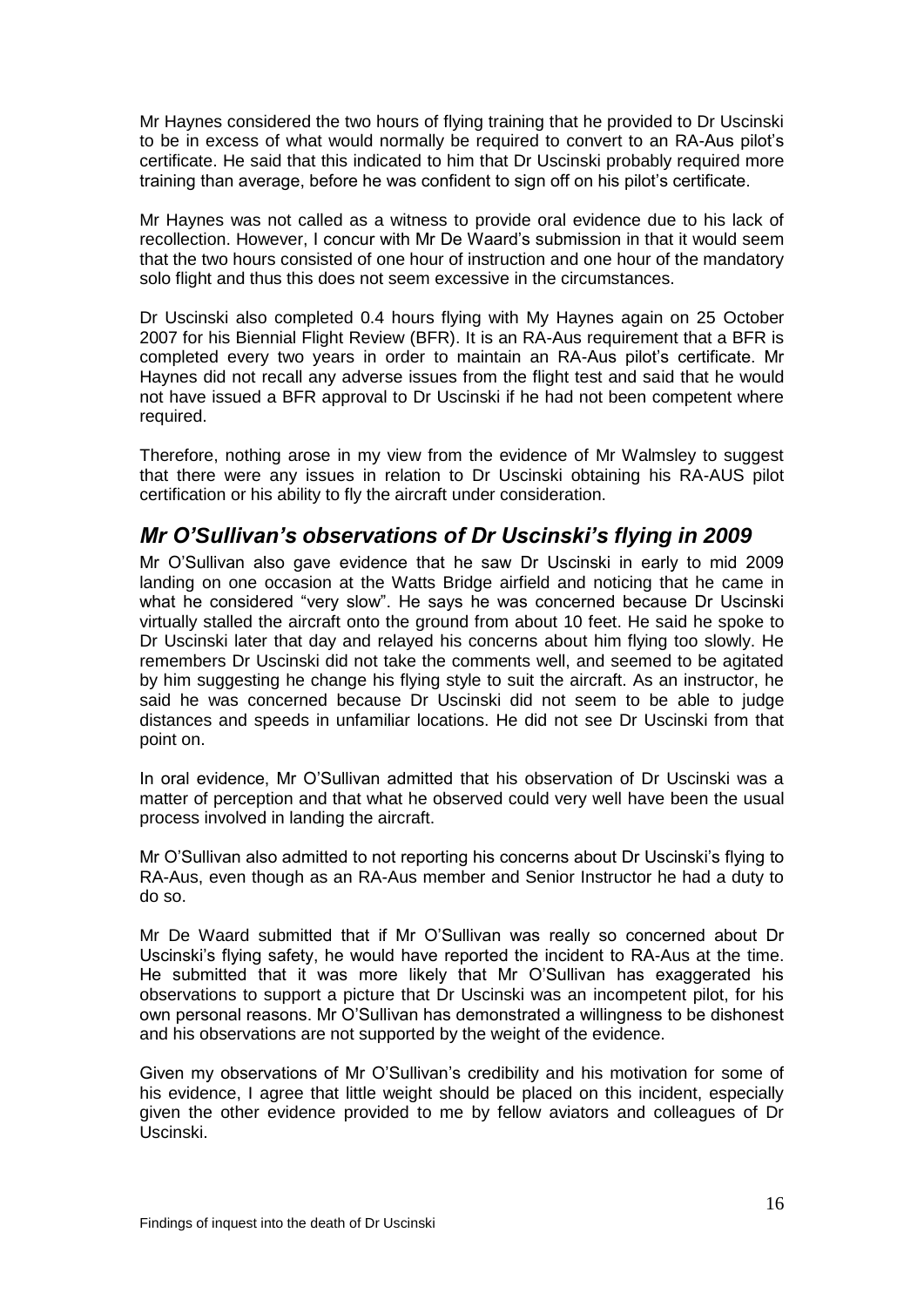Mr Haynes considered the two hours of flying training that he provided to Dr Uscinski to be in excess of what would normally be required to convert to an RA-Aus pilot's certificate. He said that this indicated to him that Dr Uscinski probably required more training than average, before he was confident to sign off on his pilot's certificate.

Mr Haynes was not called as a witness to provide oral evidence due to his lack of recollection. However, I concur with Mr De Waard's submission in that it would seem that the two hours consisted of one hour of instruction and one hour of the mandatory solo flight and thus this does not seem excessive in the circumstances.

Dr Uscinski also completed 0.4 hours flying with My Haynes again on 25 October 2007 for his Biennial Flight Review (BFR). It is an RA-Aus requirement that a BFR is completed every two years in order to maintain an RA-Aus pilot's certificate. Mr Haynes did not recall any adverse issues from the flight test and said that he would not have issued a BFR approval to Dr Uscinski if he had not been competent where required.

Therefore, nothing arose in my view from the evidence of Mr Walmsley to suggest that there were any issues in relation to Dr Uscinski obtaining his RA-AUS pilot certification or his ability to fly the aircraft under consideration.

## *Mr O'Sullivan's observations of Dr Uscinski's flying in 2009*

Mr O'Sullivan also gave evidence that he saw Dr Uscinski in early to mid 2009 landing on one occasion at the Watts Bridge airfield and noticing that he came in what he considered "very slow". He says he was concerned because Dr Uscinski virtually stalled the aircraft onto the ground from about 10 feet. He said he spoke to Dr Uscinski later that day and relayed his concerns about him flying too slowly. He remembers Dr Uscinski did not take the comments well, and seemed to be agitated by him suggesting he change his flying style to suit the aircraft. As an instructor, he said he was concerned because Dr Uscinski did not seem to be able to judge distances and speeds in unfamiliar locations. He did not see Dr Uscinski from that point on.

In oral evidence, Mr O'Sullivan admitted that his observation of Dr Uscinski was a matter of perception and that what he observed could very well have been the usual process involved in landing the aircraft.

Mr O'Sullivan also admitted to not reporting his concerns about Dr Uscinski's flying to RA-Aus, even though as an RA-Aus member and Senior Instructor he had a duty to do so.

Mr De Waard submitted that if Mr O'Sullivan was really so concerned about Dr Uscinski's flying safety, he would have reported the incident to RA-Aus at the time. He submitted that it was more likely that Mr O'Sullivan has exaggerated his observations to support a picture that Dr Uscinski was an incompetent pilot, for his own personal reasons. Mr O'Sullivan has demonstrated a willingness to be dishonest and his observations are not supported by the weight of the evidence.

Given my observations of Mr O'Sullivan's credibility and his motivation for some of his evidence, I agree that little weight should be placed on this incident, especially given the other evidence provided to me by fellow aviators and colleagues of Dr Uscinski.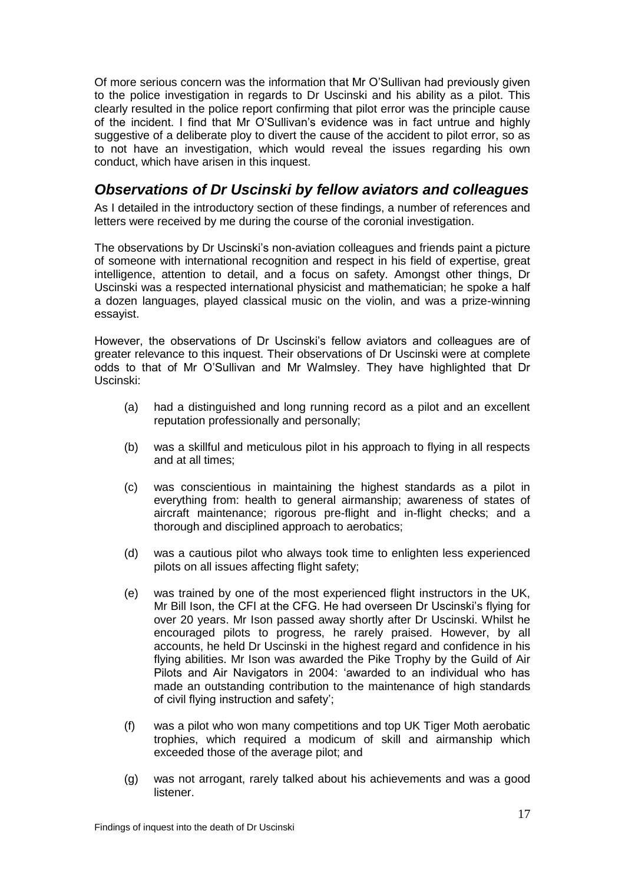Of more serious concern was the information that Mr O'Sullivan had previously given to the police investigation in regards to Dr Uscinski and his ability as a pilot. This clearly resulted in the police report confirming that pilot error was the principle cause of the incident. I find that Mr O'Sullivan's evidence was in fact untrue and highly suggestive of a deliberate ploy to divert the cause of the accident to pilot error, so as to not have an investigation, which would reveal the issues regarding his own conduct, which have arisen in this inquest.

## *Observations of Dr Uscinski by fellow aviators and colleagues*

As I detailed in the introductory section of these findings, a number of references and letters were received by me during the course of the coronial investigation.

The observations by Dr Uscinski's non-aviation colleagues and friends paint a picture of someone with international recognition and respect in his field of expertise, great intelligence, attention to detail, and a focus on safety. Amongst other things, Dr Uscinski was a respected international physicist and mathematician; he spoke a half a dozen languages, played classical music on the violin, and was a prize-winning essayist.

However, the observations of Dr Uscinski's fellow aviators and colleagues are of greater relevance to this inquest. Their observations of Dr Uscinski were at complete odds to that of Mr O'Sullivan and Mr Walmsley. They have highlighted that Dr Uscinski:

(a) had a distinguished and long running record as a pilot and an excellent reputation professionally and personally;

(b) was a skillful and meticulous pilot in his approach to flying in all respects and at all times;

(c) was conscientious in maintaining the highest standards as a pilot in everything from: health to general airmanship; awareness of states of aircraft maintenance; rigorous pre-flight and in-flight checks; and a thorough and disciplined approach to aerobatics;

(d) was a cautious pilot who always took time to enlighten less experienced pilots on all issues affecting flight safety;

(e) was trained by one of the most experienced flight instructors in the UK, Mr Bill Ison, the CFI at the CFG. He had overseen Dr Uscinski's flying for over 20 years. Mr Ison passed away shortly after Dr Uscinski. Whilst he encouraged pilots to progress, he rarely praised. However, by all accounts, he held Dr Uscinski in the highest regard and confidence in his flying abilities. Mr Ison was awarded the Pike Trophy by the Guild of Air Pilots and Air Navigators in 2004: 'awarded to an individual who has made an outstanding contribution to the maintenance of high standards of civil flying instruction and safety';

(f) was a pilot who won many competitions and top UK Tiger Moth aerobatic trophies, which required a modicum of skill and airmanship which exceeded those of the average pilot; and

(g) was not arrogant, rarely talked about his achievements and was a good listener.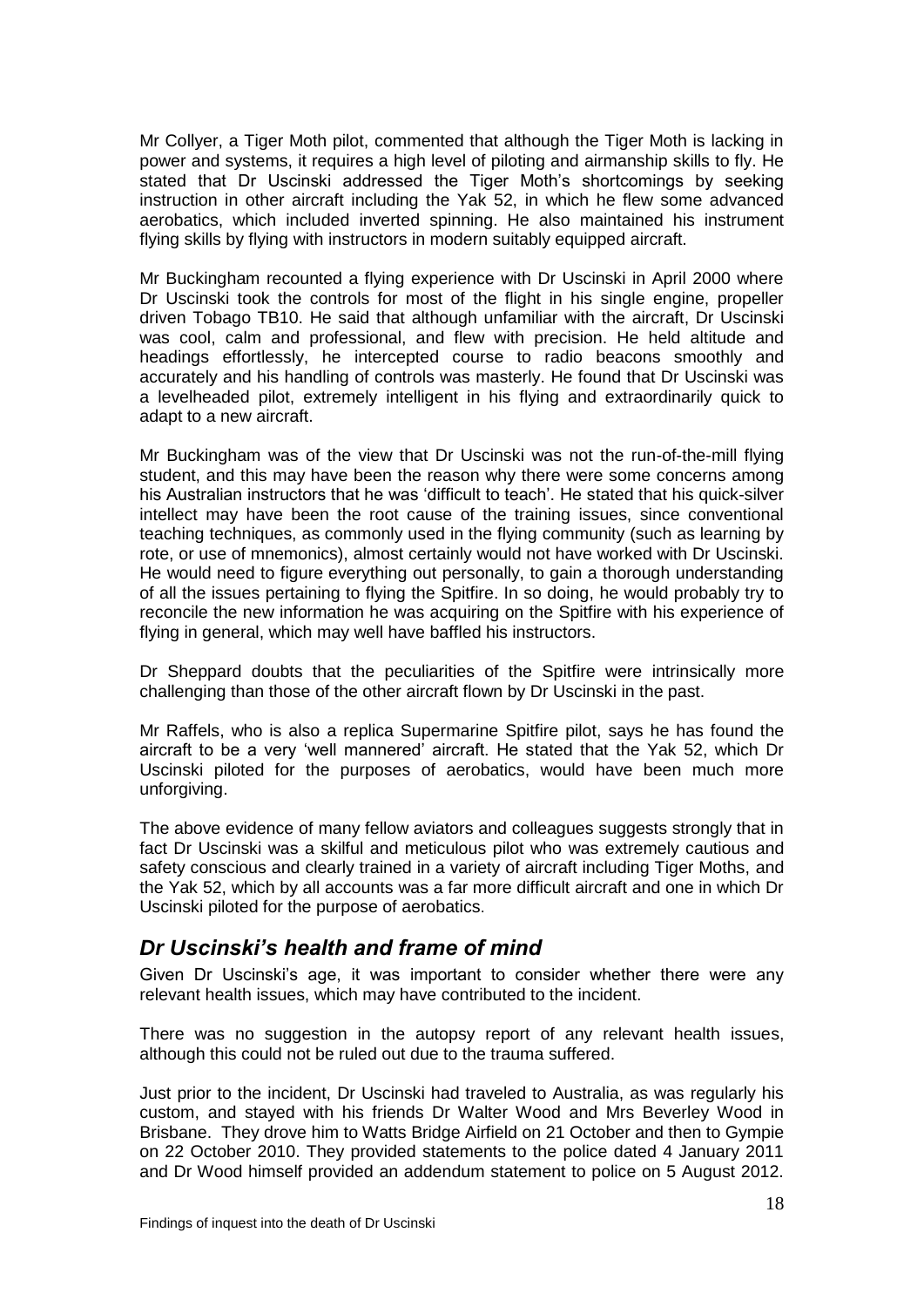Mr Collyer, a Tiger Moth pilot, commented that although the Tiger Moth is lacking in power and systems, it requires a high level of piloting and airmanship skills to fly. He stated that Dr Uscinski addressed the Tiger Moth's shortcomings by seeking instruction in other aircraft including the Yak 52, in which he flew some advanced aerobatics, which included inverted spinning. He also maintained his instrument flying skills by flying with instructors in modern suitably equipped aircraft.

Mr Buckingham recounted a flying experience with Dr Uscinski in April 2000 where Dr Uscinski took the controls for most of the flight in his single engine, propeller driven Tobago TB10. He said that although unfamiliar with the aircraft, Dr Uscinski was cool, calm and professional, and flew with precision. He held altitude and headings effortlessly, he intercepted course to radio beacons smoothly and accurately and his handling of controls was masterly. He found that Dr Uscinski was a levelheaded pilot, extremely intelligent in his flying and extraordinarily quick to adapt to a new aircraft.

Mr Buckingham was of the view that Dr Uscinski was not the run-of-the-mill flying student, and this may have been the reason why there were some concerns among his Australian instructors that he was 'difficult to teach'. He stated that his quick-silver intellect may have been the root cause of the training issues, since conventional teaching techniques, as commonly used in the flying community (such as learning by rote, or use of mnemonics), almost certainly would not have worked with Dr Uscinski. He would need to figure everything out personally, to gain a thorough understanding of all the issues pertaining to flying the Spitfire. In so doing, he would probably try to reconcile the new information he was acquiring on the Spitfire with his experience of flying in general, which may well have baffled his instructors.

Dr Sheppard doubts that the peculiarities of the Spitfire were intrinsically more challenging than those of the other aircraft flown by Dr Uscinski in the past.

Mr Raffels, who is also a replica Supermarine Spitfire pilot, says he has found the aircraft to be a very 'well mannered' aircraft. He stated that the Yak 52, which Dr Uscinski piloted for the purposes of aerobatics, would have been much more unforgiving.

The above evidence of many fellow aviators and colleagues suggests strongly that in fact Dr Uscinski was a skilful and meticulous pilot who was extremely cautious and safety conscious and clearly trained in a variety of aircraft including Tiger Moths, and the Yak 52, which by all accounts was a far more difficult aircraft and one in which Dr Uscinski piloted for the purpose of aerobatics.

## *Dr Uscinski's health and frame of mind*

Given Dr Uscinski's age, it was important to consider whether there were any relevant health issues, which may have contributed to the incident.

There was no suggestion in the autopsy report of any relevant health issues, although this could not be ruled out due to the trauma suffered.

Just prior to the incident, Dr Uscinski had traveled to Australia, as was regularly his custom, and stayed with his friends Dr Walter Wood and Mrs Beverley Wood in Brisbane. They drove him to Watts Bridge Airfield on 21 October and then to Gympie on 22 October 2010. They provided statements to the police dated 4 January 2011 and Dr Wood himself provided an addendum statement to police on 5 August 2012.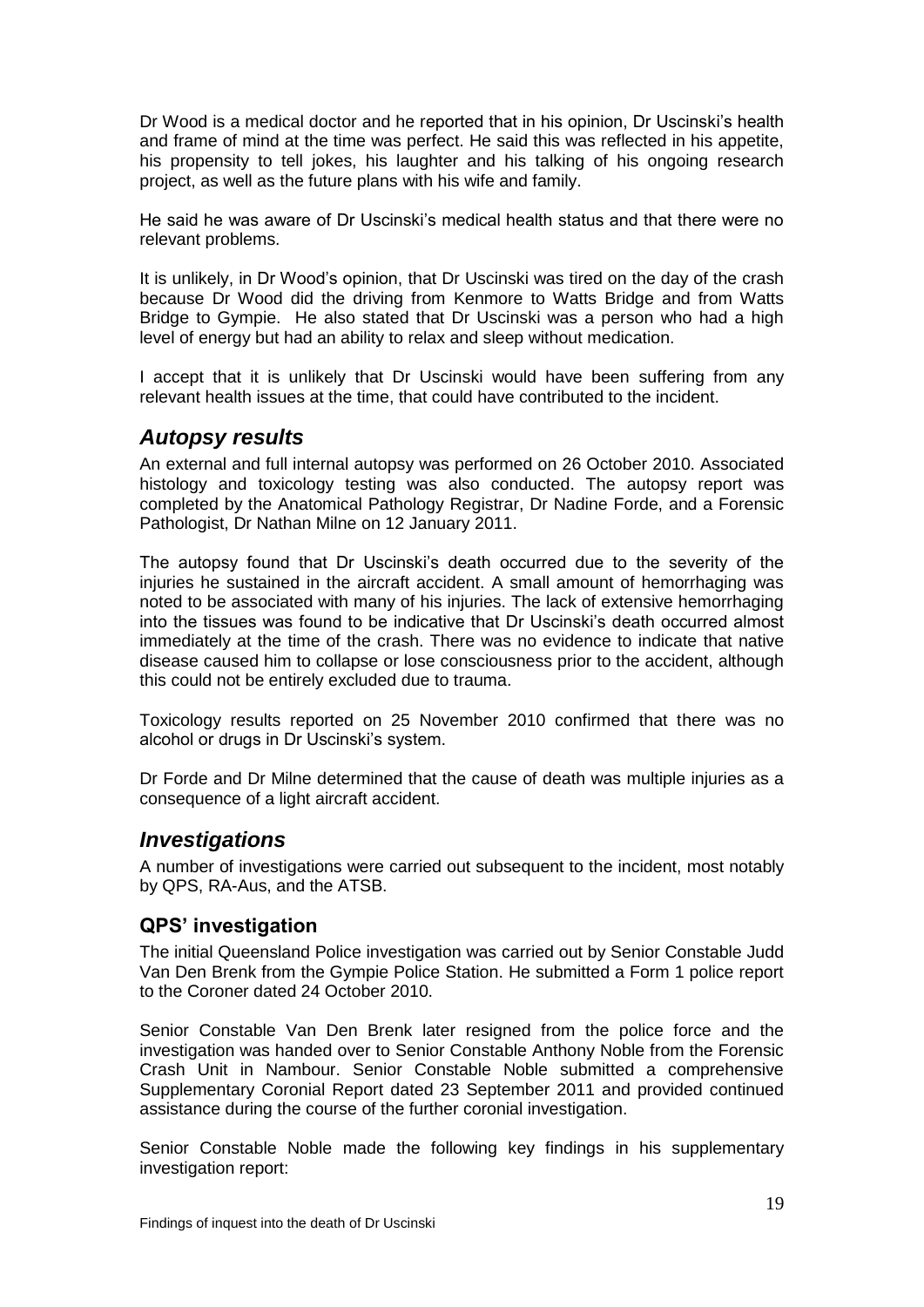Dr Wood is a medical doctor and he reported that in his opinion, Dr Uscinski's health and frame of mind at the time was perfect. He said this was reflected in his appetite, his propensity to tell jokes, his laughter and his talking of his ongoing research project, as well as the future plans with his wife and family.

He said he was aware of Dr Uscinski's medical health status and that there were no relevant problems.

It is unlikely, in Dr Wood's opinion, that Dr Uscinski was tired on the day of the crash because Dr Wood did the driving from Kenmore to Watts Bridge and from Watts Bridge to Gympie. He also stated that Dr Uscinski was a person who had a high level of energy but had an ability to relax and sleep without medication.

I accept that it is unlikely that Dr Uscinski would have been suffering from any relevant health issues at the time, that could have contributed to the incident.

## *Autopsy results*

An external and full internal autopsy was performed on 26 October 2010. Associated histology and toxicology testing was also conducted. The autopsy report was completed by the Anatomical Pathology Registrar, Dr Nadine Forde, and a Forensic Pathologist, Dr Nathan Milne on 12 January 2011.

The autopsy found that Dr Uscinski's death occurred due to the severity of the injuries he sustained in the aircraft accident. A small amount of hemorrhaging was noted to be associated with many of his injuries. The lack of extensive hemorrhaging into the tissues was found to be indicative that Dr Uscinski's death occurred almost immediately at the time of the crash. There was no evidence to indicate that native disease caused him to collapse or lose consciousness prior to the accident, although this could not be entirely excluded due to trauma.

Toxicology results reported on 25 November 2010 confirmed that there was no alcohol or drugs in Dr Uscinski's system.

Dr Forde and Dr Milne determined that the cause of death was multiple injuries as a consequence of a light aircraft accident.

## *Investigations*

A number of investigations were carried out subsequent to the incident, most notably by QPS, RA-Aus, and the ATSB.

### QPS' investigation

The initial Queensland Police investigation was carried out by Senior Constable Judd Van Den Brenk from the Gympie Police Station. He submitted a Form 1 police report to the Coroner dated 24 October 2010.

Senior Constable Van Den Brenk later resigned from the police force and the investigation was handed over to Senior Constable Anthony Noble from the Forensic Crash Unit in Nambour. Senior Constable Noble submitted a comprehensive Supplementary Coronial Report dated 23 September 2011 and provided continued assistance during the course of the further coronial investigation.

Senior Constable Noble made the following key findings in his supplementary investigation report: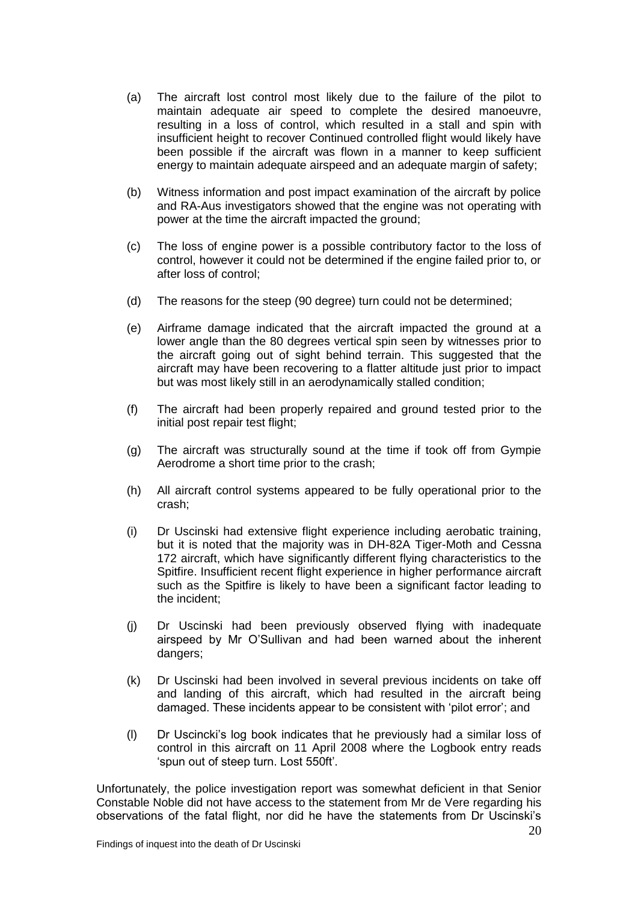(a) The aircraft lost control most likely due to the failure of the pilot to maintain adequate air speed to complete the desired manoeuvre, resulting in a loss of control, which resulted in a stall and spin with insufficient height to recover Continued controlled flight would likely have been possible if the aircraft was flown in a manner to keep sufficient energy to maintain adequate airspeed and an adequate margin of safety;

(b) Witness information and post impact examination of the aircraft by police and RA-Aus investigators showed that the engine was not operating with power at the time the aircraft impacted the ground;

(c) The loss of engine power is a possible contributory factor to the loss of control, however it could not be determined if the engine failed prior to, or after loss of control;

(d) The reasons for the steep (90 degree) turn could not be determined;

(e) Airframe damage indicated that the aircraft impacted the ground at a lower angle than the 80 degrees vertical spin seen by witnesses prior to the aircraft going out of sight behind terrain. This suggested that the aircraft may have been recovering to a flatter altitude just prior to impact but was most likely still in an aerodynamically stalled condition;

(f) The aircraft had been properly repaired and ground tested prior to the initial post repair test flight;

(g) The aircraft was structurally sound at the time if took off from Gympie Aerodrome a short time prior to the crash;

(h) All aircraft control systems appeared to be fully operational prior to the crash;

(i) Dr Uscinski had extensive flight experience including aerobatic training, but it is noted that the majority was in DH-82A Tiger-Moth and Cessna 172 aircraft, which have significantly different flying characteristics to the Spitfire. Insufficient recent flight experience in higher performance aircraft such as the Spitfire is likely to have been a significant factor leading to the incident;

(j) Dr Uscinski had been previously observed flying with inadequate airspeed by Mr O'Sullivan and had been warned about the inherent dangers;

(k) Dr Uscinski had been involved in several previous incidents on take off and landing of this aircraft, which had resulted in the aircraft being damaged. These incidents appear to be consistent with 'pilot error'; and

(l) Dr Uscincki's log book indicates that he previously had a similar loss of control in this aircraft on 11 April 2008 where the Logbook entry reads 'spun out of steep turn. Lost 550ft'.

Unfortunately, the police investigation report was somewhat deficient in that Senior Constable Noble did not have access to the statement from Mr de Vere regarding his observations of the fatal flight, nor did he have the statements from Dr Uscinski's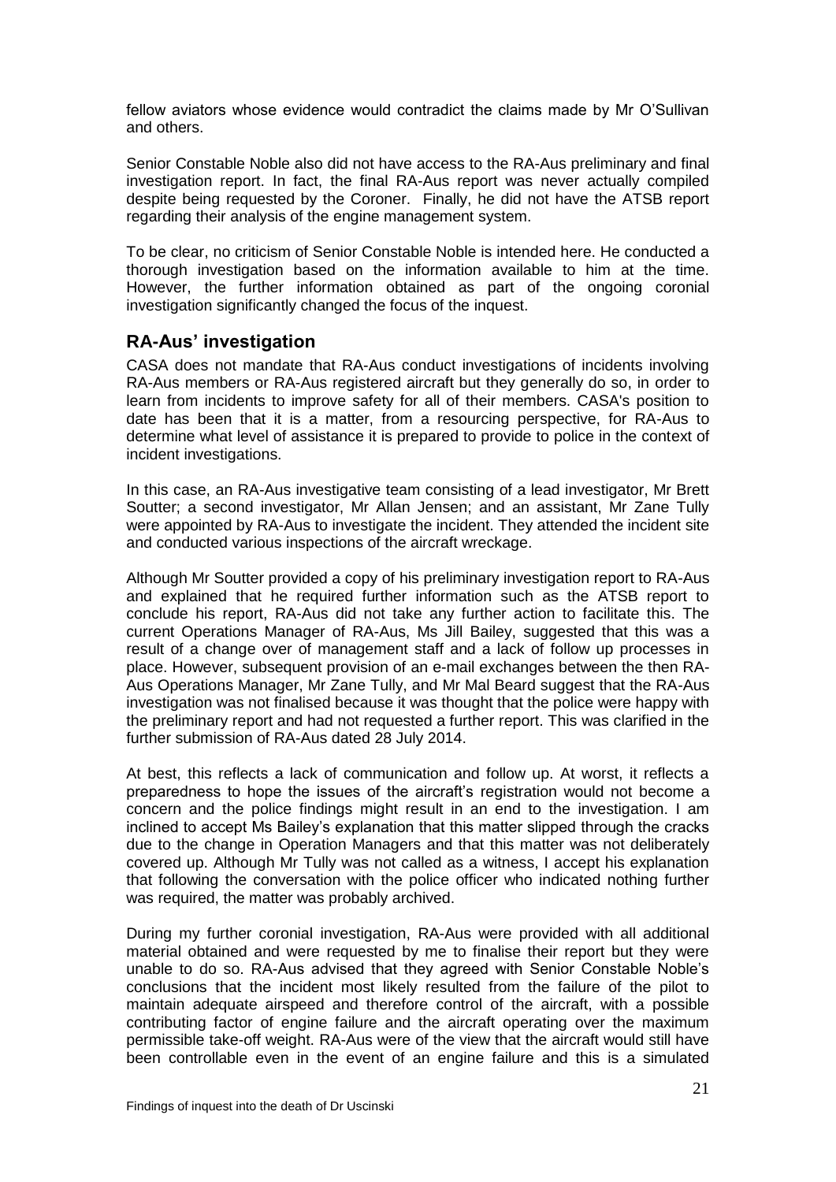fellow aviators whose evidence would contradict the claims made by Mr O'Sullivan and others.

Senior Constable Noble also did not have access to the RA-Aus preliminary and final investigation report. In fact, the final RA-Aus report was never actually compiled despite being requested by the Coroner. Finally, he did not have the ATSB report regarding their analysis of the engine management system.

To be clear, no criticism of Senior Constable Noble is intended here. He conducted a thorough investigation based on the information available to him at the time. However, the further information obtained as part of the ongoing coronial investigation significantly changed the focus of the inquest.

## RA-Aus' investigation

CASA does not mandate that RA-Aus conduct investigations of incidents involving RA-Aus members or RA-Aus registered aircraft but they generally do so, in order to learn from incidents to improve safety for all of their members. CASA's position to date has been that it is a matter, from a resourcing perspective, for RA-Aus to determine what level of assistance it is prepared to provide to police in the context of incident investigations.

In this case, an RA-Aus investigative team consisting of a lead investigator, Mr Brett Soutter; a second investigator, Mr Allan Jensen; and an assistant, Mr Zane Tully were appointed by RA-Aus to investigate the incident. They attended the incident site and conducted various inspections of the aircraft wreckage.

Although Mr Soutter provided a copy of his preliminary investigation report to RA-Aus and explained that he required further information such as the ATSB report to conclude his report, RA-Aus did not take any further action to facilitate this. The current Operations Manager of RA-Aus, Ms Jill Bailey, suggested that this was a result of a change over of management staff and a lack of follow up processes in place. However, subsequent provision of an e-mail exchanges between the then RA-Aus Operations Manager, Mr Zane Tully, and Mr Mal Beard suggest that the RA-Aus investigation was not finalised because it was thought that the police were happy with the preliminary report and had not requested a further report. This was clarified in the further submission of RA-Aus dated 28 July 2014.

At best, this reflects a lack of communication and follow up. At worst, it reflects a preparedness to hope the issues of the aircraft's registration would not become a concern and the police findings might result in an end to the investigation. I am inclined to accept Ms Bailey's explanation that this matter slipped through the cracks due to the change in Operation Managers and that this matter was not deliberately covered up. Although Mr Tully was not called as a witness, I accept his explanation that following the conversation with the police officer who indicated nothing further was required, the matter was probably archived.

During my further coronial investigation, RA-Aus were provided with all additional material obtained and were requested by me to finalise their report but they were unable to do so. RA-Aus advised that they agreed with Senior Constable Noble's conclusions that the incident most likely resulted from the failure of the pilot to maintain adequate airspeed and therefore control of the aircraft, with a possible contributing factor of engine failure and the aircraft operating over the maximum permissible take-off weight. RA-Aus were of the view that the aircraft would still have been controllable even in the event of an engine failure and this is a simulated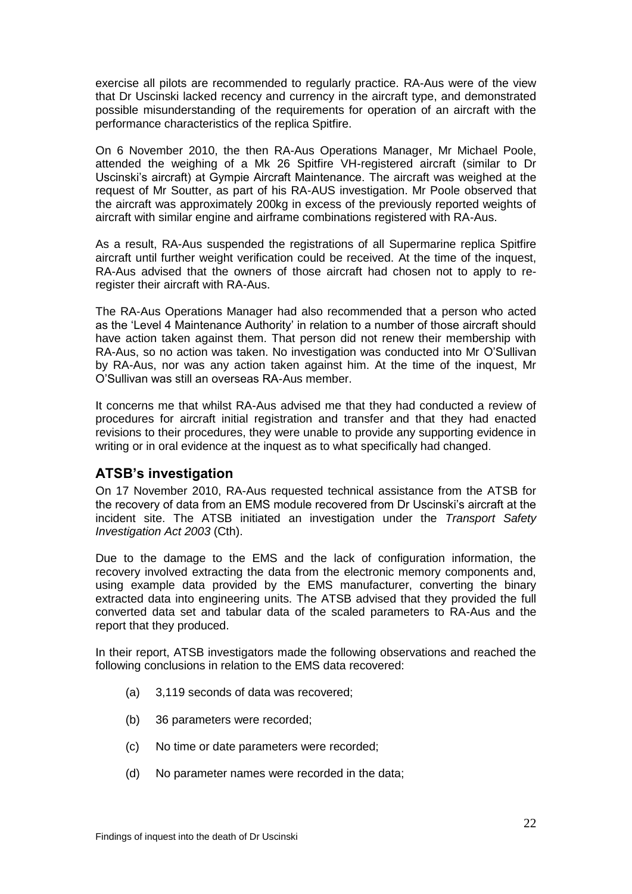exercise all pilots are recommended to regularly practice. RA-Aus were of the view that Dr Uscinski lacked recency and currency in the aircraft type, and demonstrated possible misunderstanding of the requirements for operation of an aircraft with the performance characteristics of the replica Spitfire.

On 6 November 2010, the then RA-Aus Operations Manager, Mr Michael Poole, attended the weighing of a Mk 26 Spitfire VH-registered aircraft (similar to Dr Uscinski's aircraft) at Gympie Aircraft Maintenance. The aircraft was weighed at the request of Mr Soutter, as part of his RA-AUS investigation. Mr Poole observed that the aircraft was approximately 200kg in excess of the previously reported weights of aircraft with similar engine and airframe combinations registered with RA-Aus.

As a result, RA-Aus suspended the registrations of all Supermarine replica Spitfire aircraft until further weight verification could be received. At the time of the inquest, RA-Aus advised that the owners of those aircraft had chosen not to apply to re-register their aircraft with RA-Aus.

The RA-Aus Operations Manager had also recommended that a person who acted as the 'Level 4 Maintenance Authority' in relation to a number of those aircraft should have action taken against them. That person did not renew their membership with RA-Aus, so no action was taken. No investigation was conducted into Mr O'Sullivan by RA-Aus, nor was any action taken against him. At the time of the inquest, Mr O'Sullivan was still an overseas RA-Aus member.

It concerns me that whilst RA-Aus advised me that they had conducted a review of procedures for aircraft initial registration and transfer and that they had enacted revisions to their procedures, they were unable to provide any supporting evidence in writing or in oral evidence at the inquest as to what specifically had changed.

## ATSB's investigation

On 17 November 2010, RA-Aus requested technical assistance from the ATSB for the recovery of data from an EMS module recovered from Dr Uscinski's aircraft at the incident site. The ATSB initiated an investigation under the *Transport Safety Investigation Act 2003* (Cth).

Due to the damage to the EMS and the lack of configuration information, the recovery involved extracting the data from the electronic memory components and, using example data provided by the EMS manufacturer, converting the binary extracted data into engineering units. The ATSB advised that they provided the full converted data set and tabular data of the scaled parameters to RA-Aus and the report that they produced.

In their report, ATSB investigators made the following observations and reached the following conclusions in relation to the EMS data recovered:

(a) 3,119 seconds of data was recovered;

(b) 36 parameters were recorded;

(c) No time or date parameters were recorded;

(d) No parameter names were recorded in the data;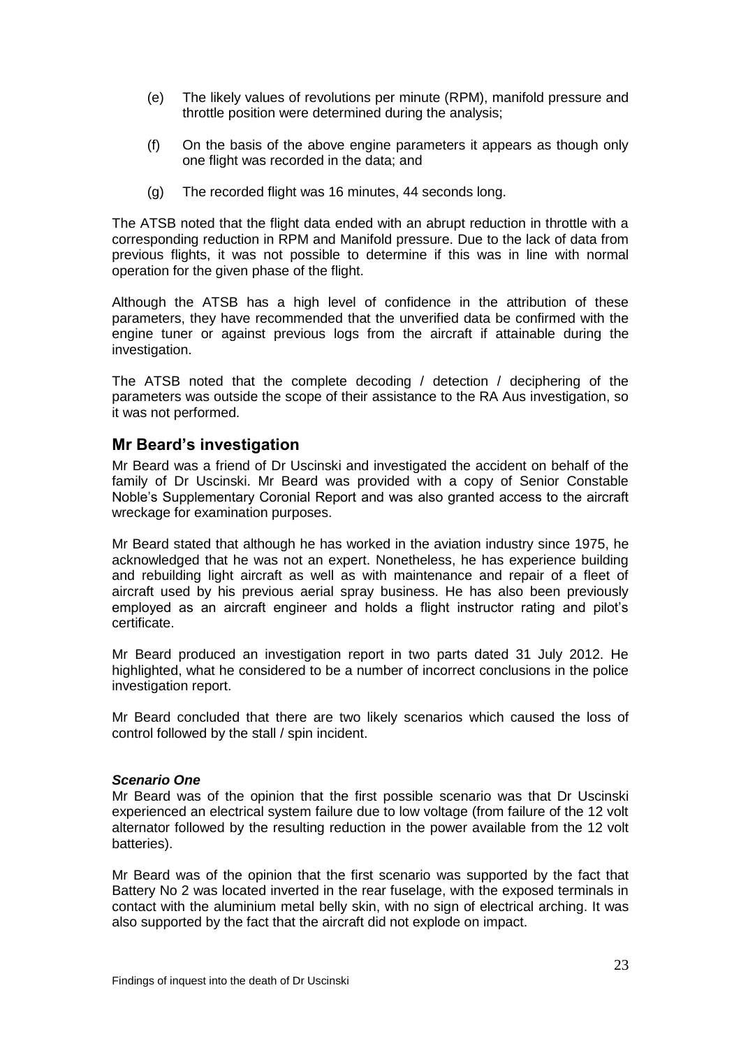(e) The likely values of revolutions per minute (RPM), manifold pressure and throttle position were determined during the analysis;

(f) On the basis of the above engine parameters it appears as though only one flight was recorded in the data; and

(g) The recorded flight was 16 minutes, 44 seconds long.

The ATSB noted that the flight data ended with an abrupt reduction in throttle with a corresponding reduction in RPM and Manifold pressure. Due to the lack of data from previous flights, it was not possible to determine if this was in line with normal operation for the given phase of the flight.

Although the ATSB has a high level of confidence in the attribution of these parameters, they have recommended that the unverified data be confirmed with the engine tuner or against previous logs from the aircraft if attainable during the investigation.

The ATSB noted that the complete decoding / detection / deciphering of the parameters was outside the scope of their assistance to the RA Aus investigation, so it was not performed.

## Mr Beard's investigation

Mr Beard was a friend of Dr Uscinski and investigated the accident on behalf of the family of Dr Uscinski. Mr Beard was provided with a copy of Senior Constable Noble's Supplementary Coronial Report and was also granted access to the aircraft wreckage for examination purposes.

Mr Beard stated that although he has worked in the aviation industry since 1975, he acknowledged that he was not an expert. Nonetheless, he has experience building and rebuilding light aircraft as well as with maintenance and repair of a fleet of aircraft used by his previous aerial spray business. He has also been previously employed as an aircraft engineer and holds a flight instructor rating and pilot's certificate.

Mr Beard produced an investigation report in two parts dated 31 July 2012. He highlighted, what he considered to be a number of incorrect conclusions in the police investigation report.

Mr Beard concluded that there are two likely scenarios which caused the loss of control followed by the stall / spin incident.

***Scenario One***

Mr Beard was of the opinion that the first possible scenario was that Dr Uscinski experienced an electrical system failure due to low voltage (from failure of the 12 volt alternator followed by the resulting reduction in the power available from the 12 volt batteries).

Mr Beard was of the opinion that the first scenario was supported by the fact that Battery No 2 was located inverted in the rear fuselage, with the exposed terminals in contact with the aluminium metal belly skin, with no sign of electrical arching. It was also supported by the fact that the aircraft did not explode on impact.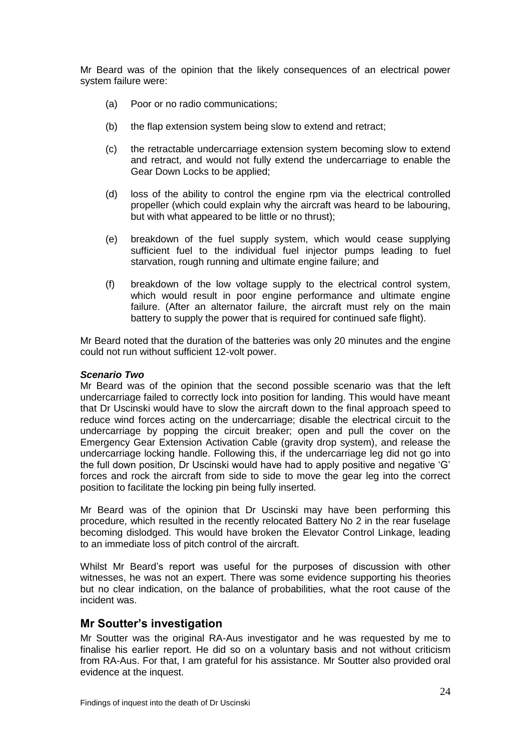Mr Beard was of the opinion that the likely consequences of an electrical power system failure were:

(a) Poor or no radio communications;

(b) the flap extension system being slow to extend and retract;

(c) the retractable undercarriage extension system becoming slow to extend and retract, and would not fully extend the undercarriage to enable the Gear Down Locks to be applied;

(d) loss of the ability to control the engine rpm via the electrical controlled propeller (which could explain why the aircraft was heard to be labouring, but with what appeared to be little or no thrust);

(e) breakdown of the fuel supply system, which would cease supplying sufficient fuel to the individual fuel injector pumps leading to fuel starvation, rough running and ultimate engine failure; and

(f) breakdown of the low voltage supply to the electrical control system, which would result in poor engine performance and ultimate engine failure. (After an alternator failure, the aircraft must rely on the main battery to supply the power that is required for continued safe flight).

Mr Beard noted that the duration of the batteries was only 20 minutes and the engine could not run without sufficient 12-volt power.

***Scenario Two***

Mr Beard was of the opinion that the second possible scenario was that the left undercarriage failed to correctly lock into position for landing. This would have meant that Dr Uscinski would have to slow the aircraft down to the final approach speed to reduce wind forces acting on the undercarriage; disable the electrical circuit to the undercarriage by popping the circuit breaker; open and pull the cover on the Emergency Gear Extension Activation Cable (gravity drop system), and release the undercarriage locking handle. Following this, if the undercarriage leg did not go into the full down position, Dr Uscinski would have had to apply positive and negative 'G' forces and rock the aircraft from side to side to move the gear leg into the correct position to facilitate the locking pin being fully inserted.

Mr Beard was of the opinion that Dr Uscinski may have been performing this procedure, which resulted in the recently relocated Battery No 2 in the rear fuselage becoming dislodged. This would have broken the Elevator Control Linkage, leading to an immediate loss of pitch control of the aircraft.

Whilst Mr Beard's report was useful for the purposes of discussion with other witnesses, he was not an expert. There was some evidence supporting his theories but no clear indication, on the balance of probabilities, what the root cause of the incident was.

## Mr Soutter's investigation

Mr Soutter was the original RA-Aus investigator and he was requested by me to finalise his earlier report. He did so on a voluntary basis and not without criticism from RA-Aus. For that, I am grateful for his assistance. Mr Soutter also provided oral evidence at the inquest.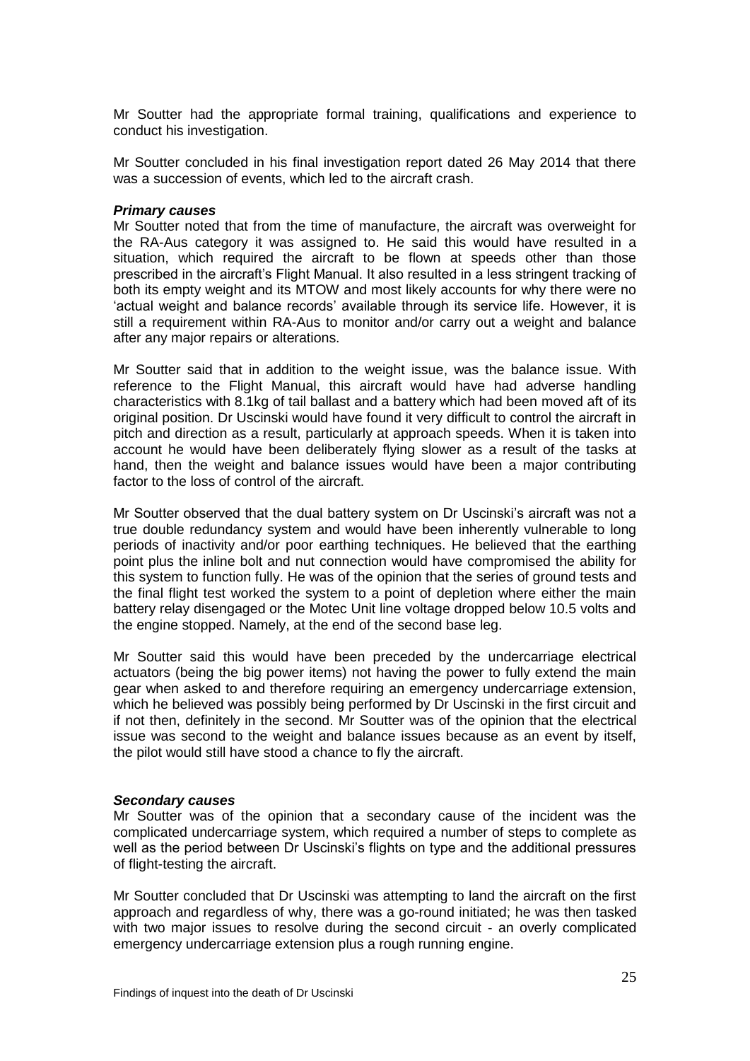Mr Soutter had the appropriate formal training, qualifications and experience to conduct his investigation.

Mr Soutter concluded in his final investigation report dated 26 May 2014 that there was a succession of events, which led to the aircraft crash.

***Primary causes***

Mr Soutter noted that from the time of manufacture, the aircraft was overweight for the RA-Aus category it was assigned to. He said this would have resulted in a situation, which required the aircraft to be flown at speeds other than those prescribed in the aircraft's Flight Manual. It also resulted in a less stringent tracking of both its empty weight and its MTOW and most likely accounts for why there were no 'actual weight and balance records' available through its service life. However, it is still a requirement within RA-Aus to monitor and/or carry out a weight and balance after any major repairs or alterations.

Mr Soutter said that in addition to the weight issue, was the balance issue. With reference to the Flight Manual, this aircraft would have had adverse handling characteristics with 8.1kg of tail ballast and a battery which had been moved aft of its original position. Dr Uscinski would have found it very difficult to control the aircraft in pitch and direction as a result, particularly at approach speeds. When it is taken into account he would have been deliberately flying slower as a result of the tasks at hand, then the weight and balance issues would have been a major contributing factor to the loss of control of the aircraft.

Mr Soutter observed that the dual battery system on Dr Uscinski's aircraft was not a true double redundancy system and would have been inherently vulnerable to long periods of inactivity and/or poor earthing techniques. He believed that the earthing point plus the inline bolt and nut connection would have compromised the ability for this system to function fully. He was of the opinion that the series of ground tests and the final flight test worked the system to a point of depletion where either the main battery relay disengaged or the Motec Unit line voltage dropped below 10.5 volts and the engine stopped. Namely, at the end of the second base leg.

Mr Soutter said this would have been preceded by the undercarriage electrical actuators (being the big power items) not having the power to fully extend the main gear when asked to and therefore requiring an emergency undercarriage extension, which he believed was possibly being performed by Dr Uscinski in the first circuit and if not then, definitely in the second. Mr Soutter was of the opinion that the electrical issue was second to the weight and balance issues because as an event by itself, the pilot would still have stood a chance to fly the aircraft.

***Secondary causes***

Mr Soutter was of the opinion that a secondary cause of the incident was the complicated undercarriage system, which required a number of steps to complete as well as the period between Dr Uscinski's flights on type and the additional pressures of flight-testing the aircraft.

Mr Soutter concluded that Dr Uscinski was attempting to land the aircraft on the first approach and regardless of why, there was a go-round initiated; he was then tasked with two major issues to resolve during the second circuit - an overly complicated emergency undercarriage extension plus a rough running engine.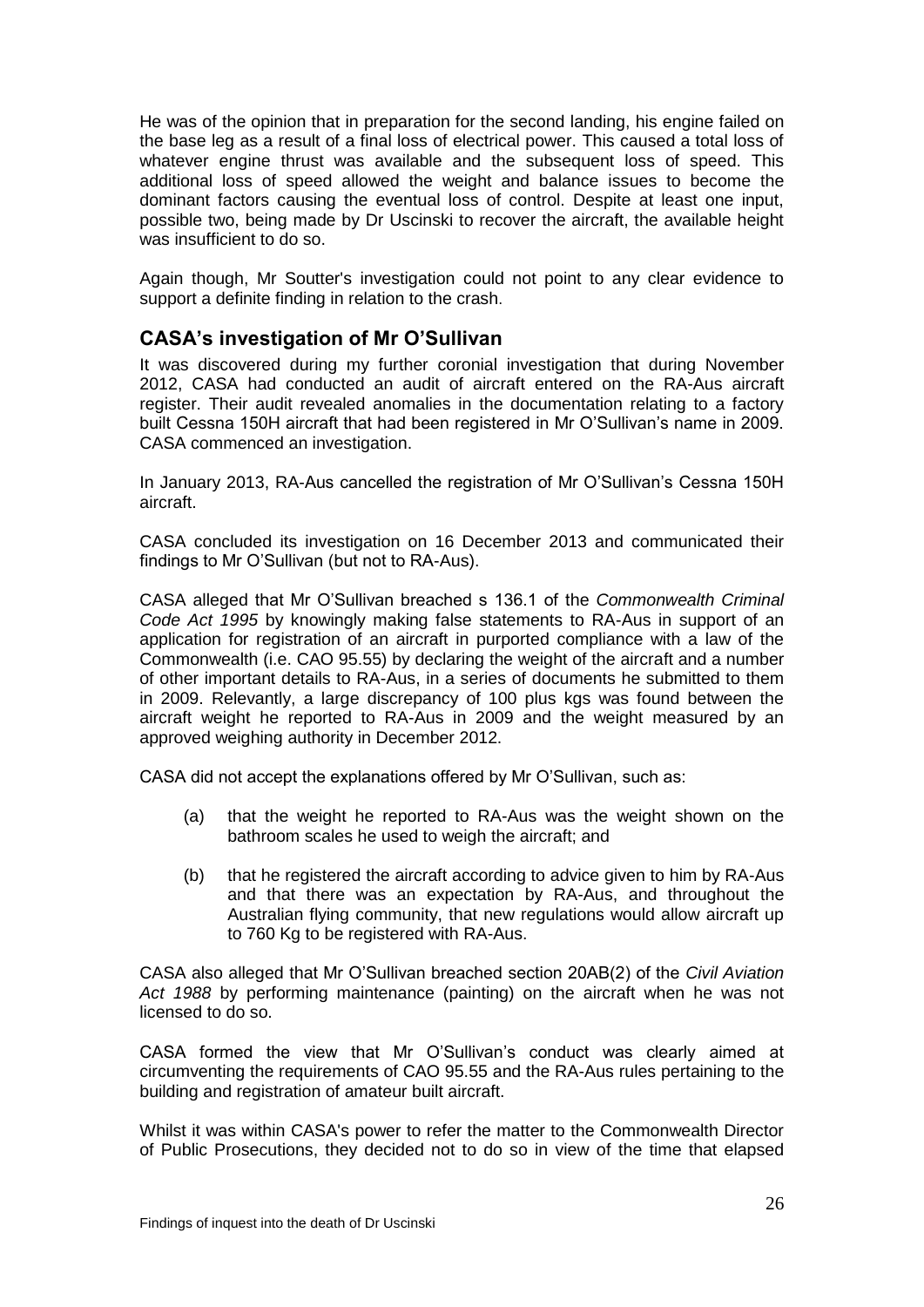He was of the opinion that in preparation for the second landing, his engine failed on the base leg as a result of a final loss of electrical power. This caused a total loss of whatever engine thrust was available and the subsequent loss of speed. This additional loss of speed allowed the weight and balance issues to become the dominant factors causing the eventual loss of control. Despite at least one input, possible two, being made by Dr Uscinski to recover the aircraft, the available height was insufficient to do so.

Again though, Mr Soutter's investigation could not point to any clear evidence to support a definite finding in relation to the crash.

## CASA's investigation of Mr O'Sullivan

It was discovered during my further coronial investigation that during November 2012, CASA had conducted an audit of aircraft entered on the RA-Aus aircraft register. Their audit revealed anomalies in the documentation relating to a factory built Cessna 150H aircraft that had been registered in Mr O'Sullivan's name in 2009. CASA commenced an investigation.

In January 2013, RA-Aus cancelled the registration of Mr O'Sullivan's Cessna 150H aircraft.

CASA concluded its investigation on 16 December 2013 and communicated their findings to Mr O'Sullivan (but not to RA-Aus).

CASA alleged that Mr O'Sullivan breached s 136.1 of the *Commonwealth Criminal Code Act 1995* by knowingly making false statements to RA-Aus in support of an application for registration of an aircraft in purported compliance with a law of the Commonwealth (i.e. CAO 95.55) by declaring the weight of the aircraft and a number of other important details to RA-Aus, in a series of documents he submitted to them in 2009. Relevantly, a large discrepancy of 100 plus kgs was found between the aircraft weight he reported to RA-Aus in 2009 and the weight measured by an approved weighing authority in December 2012.

CASA did not accept the explanations offered by Mr O'Sullivan, such as:

(a) that the weight he reported to RA-Aus was the weight shown on the bathroom scales he used to weigh the aircraft; and

(b) that he registered the aircraft according to advice given to him by RA-Aus and that there was an expectation by RA-Aus, and throughout the Australian flying community, that new regulations would allow aircraft up to 760 Kg to be registered with RA-Aus.

CASA also alleged that Mr O'Sullivan breached section 20AB(2) of the *Civil Aviation Act 1988* by performing maintenance (painting) on the aircraft when he was not licensed to do so.

CASA formed the view that Mr O'Sullivan's conduct was clearly aimed at circumventing the requirements of CAO 95.55 and the RA-Aus rules pertaining to the building and registration of amateur built aircraft.

Whilst it was within CASA's power to refer the matter to the Commonwealth Director of Public Prosecutions, they decided not to do so in view of the time that elapsed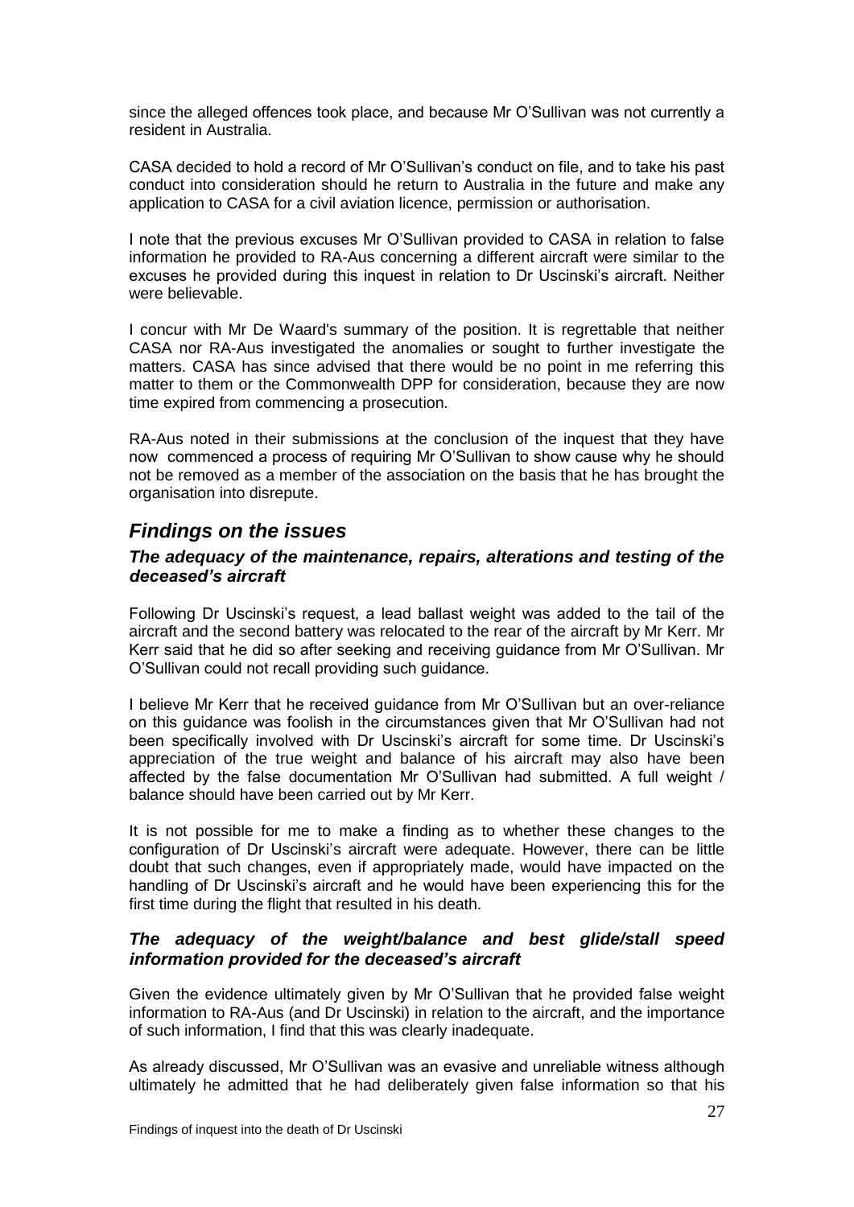since the alleged offences took place, and because Mr O'Sullivan was not currently a resident in Australia.

CASA decided to hold a record of Mr O'Sullivan's conduct on file, and to take his past conduct into consideration should he return to Australia in the future and make any application to CASA for a civil aviation licence, permission or authorisation.

I note that the previous excuses Mr O'Sullivan provided to CASA in relation to false information he provided to RA-Aus concerning a different aircraft were similar to the excuses he provided during this inquest in relation to Dr Uscinski's aircraft. Neither were believable.

I concur with Mr De Waard's summary of the position. It is regrettable that neither CASA nor RA-Aus investigated the anomalies or sought to further investigate the matters. CASA has since advised that there would be no point in me referring this matter to them or the Commonwealth DPP for consideration, because they are now time expired from commencing a prosecution.

RA-Aus noted in their submissions at the conclusion of the inquest that they have now commenced a process of requiring Mr O'Sullivan to show cause why he should not be removed as a member of the association on the basis that he has brought the organisation into disrepute.

## *Findings on the issues*

### *The adequacy of the maintenance, repairs, alterations and testing of the deceased's aircraft*

Following Dr Uscinski's request, a lead ballast weight was added to the tail of the aircraft and the second battery was relocated to the rear of the aircraft by Mr Kerr. Mr Kerr said that he did so after seeking and receiving guidance from Mr O'Sullivan. Mr O'Sullivan could not recall providing such guidance.

I believe Mr Kerr that he received guidance from Mr O'Sullivan but an over-reliance on this guidance was foolish in the circumstances given that Mr O'Sullivan had not been specifically involved with Dr Uscinski's aircraft for some time. Dr Uscinski's appreciation of the true weight and balance of his aircraft may also have been affected by the false documentation Mr O'Sullivan had submitted. A full weight / balance should have been carried out by Mr Kerr.

It is not possible for me to make a finding as to whether these changes to the configuration of Dr Uscinski's aircraft were adequate. However, there can be little doubt that such changes, even if appropriately made, would have impacted on the handling of Dr Uscinski's aircraft and he would have been experiencing this for the first time during the flight that resulted in his death.

### *The adequacy of the weight/balance and best glide/stall speed information provided for the deceased's aircraft*

Given the evidence ultimately given by Mr O'Sullivan that he provided false weight information to RA-Aus (and Dr Uscinski) in relation to the aircraft, and the importance of such information, I find that this was clearly inadequate.

As already discussed, Mr O'Sullivan was an evasive and unreliable witness although ultimately he admitted that he had deliberately given false information so that his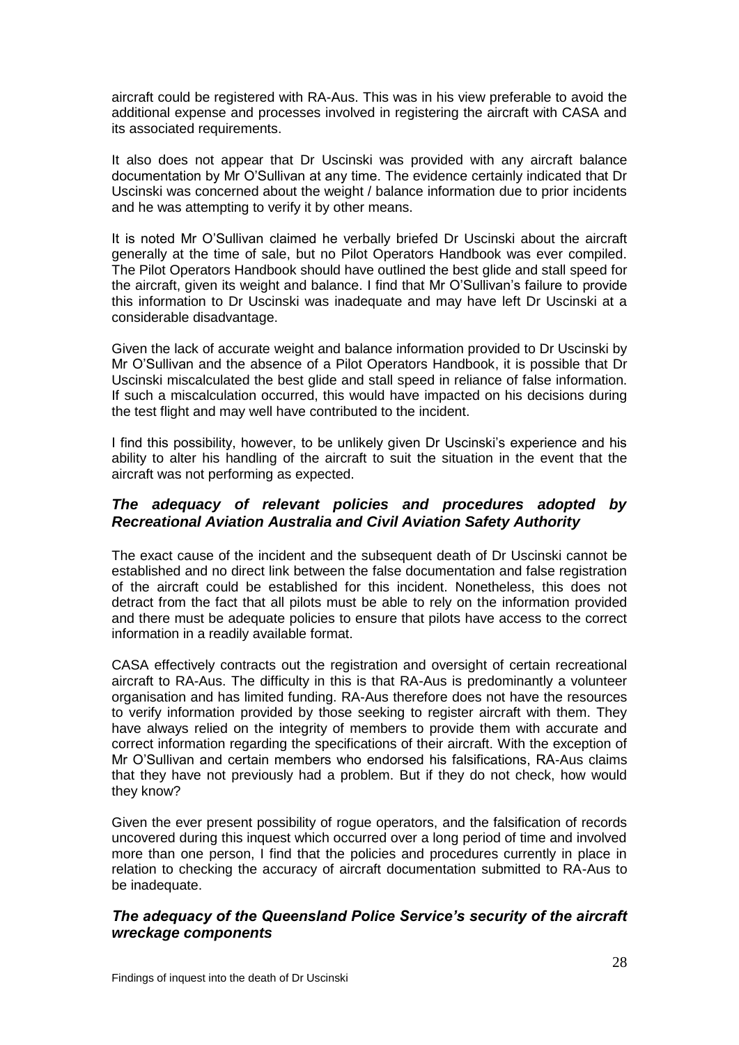aircraft could be registered with RA-Aus. This was in his view preferable to avoid the additional expense and processes involved in registering the aircraft with CASA and its associated requirements.

It also does not appear that Dr Uscinski was provided with any aircraft balance documentation by Mr O'Sullivan at any time. The evidence certainly indicated that Dr Uscinski was concerned about the weight / balance information due to prior incidents and he was attempting to verify it by other means.

It is noted Mr O'Sullivan claimed he verbally briefed Dr Uscinski about the aircraft generally at the time of sale, but no Pilot Operators Handbook was ever compiled. The Pilot Operators Handbook should have outlined the best glide and stall speed for the aircraft, given its weight and balance. I find that Mr O'Sullivan's failure to provide this information to Dr Uscinski was inadequate and may have left Dr Uscinski at a considerable disadvantage.

Given the lack of accurate weight and balance information provided to Dr Uscinski by Mr O'Sullivan and the absence of a Pilot Operators Handbook, it is possible that Dr Uscinski miscalculated the best glide and stall speed in reliance of false information. If such a miscalculation occurred, this would have impacted on his decisions during the test flight and may well have contributed to the incident.

I find this possibility, however, to be unlikely given Dr Uscinski's experience and his ability to alter his handling of the aircraft to suit the situation in the event that the aircraft was not performing as expected.

### *The adequacy of relevant policies and procedures adopted by Recreational Aviation Australia and Civil Aviation Safety Authority*

The exact cause of the incident and the subsequent death of Dr Uscinski cannot be established and no direct link between the false documentation and false registration of the aircraft could be established for this incident. Nonetheless, this does not detract from the fact that all pilots must be able to rely on the information provided and there must be adequate policies to ensure that pilots have access to the correct information in a readily available format.

CASA effectively contracts out the registration and oversight of certain recreational aircraft to RA-Aus. The difficulty in this is that RA-Aus is predominantly a volunteer organisation and has limited funding. RA-Aus therefore does not have the resources to verify information provided by those seeking to register aircraft with them. They have always relied on the integrity of members to provide them with accurate and correct information regarding the specifications of their aircraft. With the exception of Mr O'Sullivan and certain members who endorsed his falsifications, RA-Aus claims that they have not previously had a problem. But if they do not check, how would they know?

Given the ever present possibility of rogue operators, and the falsification of records uncovered during this inquest which occurred over a long period of time and involved more than one person, I find that the policies and procedures currently in place in relation to checking the accuracy of aircraft documentation submitted to RA-Aus to be inadequate.

### *The adequacy of the Queensland Police Service's security of the aircraft wreckage components*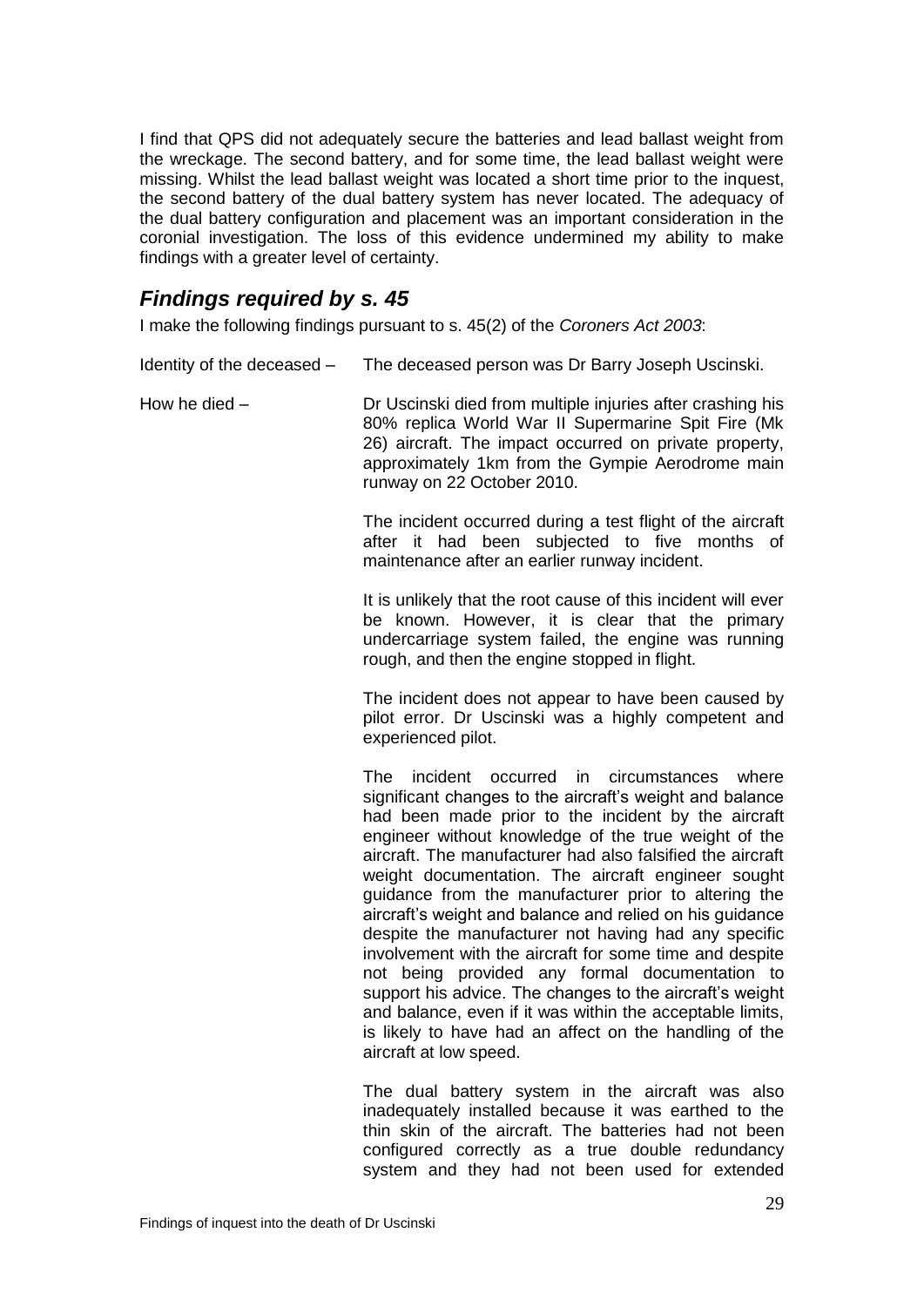I find that QPS did not adequately secure the batteries and lead ballast weight from the wreckage. The second battery, and for some time, the lead ballast weight were missing. Whilst the lead ballast weight was located a short time prior to the inquest, the second battery of the dual battery system has never located. The adequacy of the dual battery configuration and placement was an important consideration in the coronial investigation. The loss of this evidence undermined my ability to make findings with a greater level of certainty.

## *Findings required by s. 45*

I make the following findings pursuant to s. 45(2) of the *Coroners Act 2003*:

Identity of the deceased – The deceased person was Dr Barry Joseph Uscinski.

How he died – Dr Uscinski died from multiple injuries after crashing his 80% replica World War II Supermarine Spit Fire (Mk 26) aircraft. The impact occurred on private property, approximately 1km from the Gympie Aerodrome main runway on 22 October 2010.

The incident occurred during a test flight of the aircraft after it had been subjected to five months of maintenance after an earlier runway incident.

It is unlikely that the root cause of this incident will ever be known. However, it is clear that the primary undercarriage system failed, the engine was running rough, and then the engine stopped in flight.

The incident does not appear to have been caused by pilot error. Dr Uscinski was a highly competent and experienced pilot.

The incident occurred in circumstances where significant changes to the aircraft's weight and balance had been made prior to the incident by the aircraft engineer without knowledge of the true weight of the aircraft. The manufacturer had also falsified the aircraft weight documentation. The aircraft engineer sought guidance from the manufacturer prior to altering the aircraft's weight and balance and relied on his guidance despite the manufacturer not having had any specific involvement with the aircraft for some time and despite not being provided any formal documentation to support his advice. The changes to the aircraft's weight and balance, even if it was within the acceptable limits, is likely to have had an affect on the handling of the aircraft at low speed.

The dual battery system in the aircraft was also inadequately installed because it was earthed to the thin skin of the aircraft. The batteries had not been configured correctly as a true double redundancy system and they had not been used for extended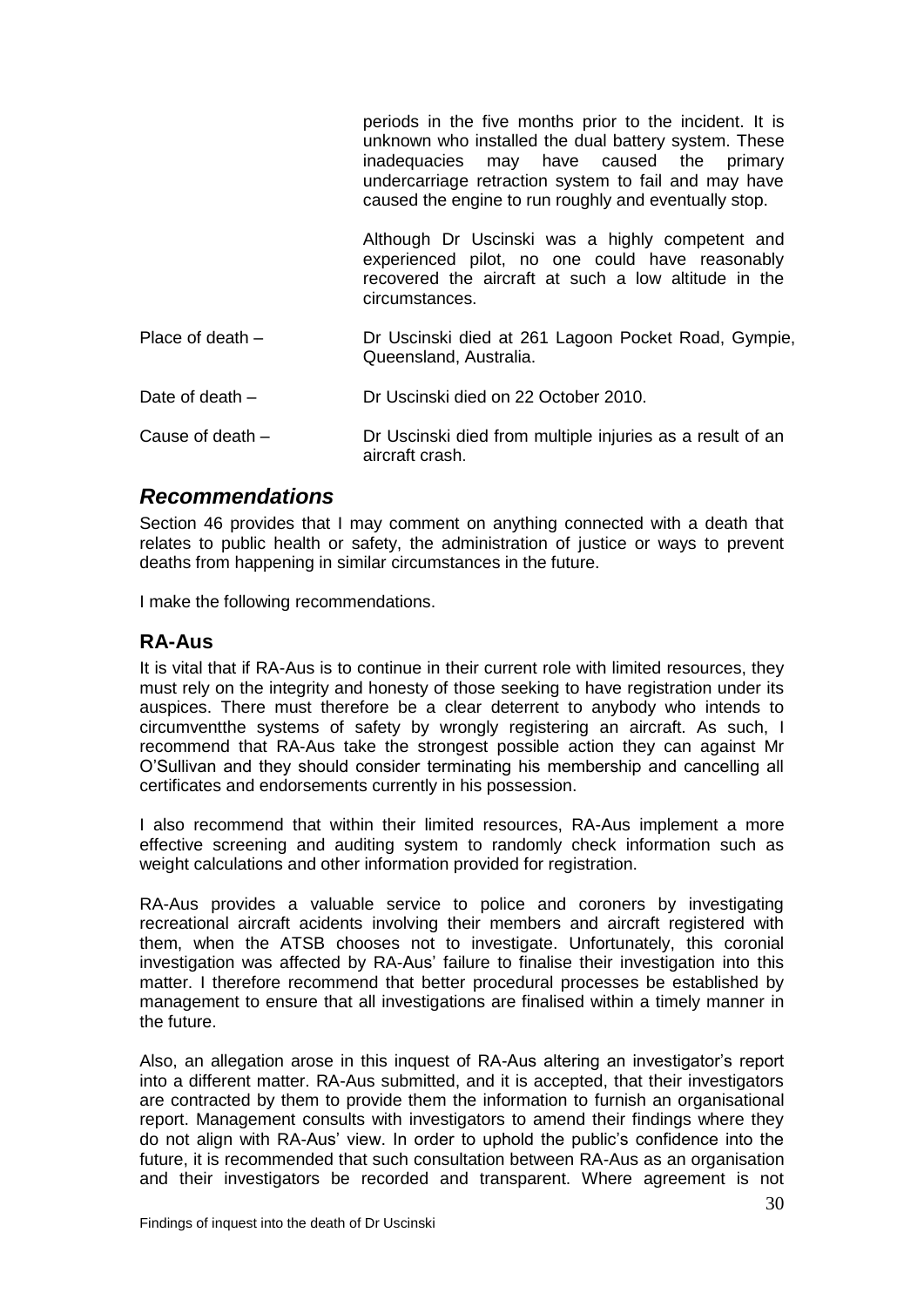periods in the five months prior to the incident. It is unknown who installed the dual battery system. These inadequacies may have caused the primary undercarriage retraction system to fail and may have caused the engine to run roughly and eventually stop.

Although Dr Uscinski was a highly competent and experienced pilot, no one could have reasonably recovered the aircraft at such a low altitude in the circumstances.

| | |
|---|---|
| Place of death – | Dr Uscinski died at 261 Lagoon Pocket Road, Gympie, Queensland, Australia. |
| Date of death – | Dr Uscinski died on 22 October 2010. |
| Cause of death – | Dr Uscinski died from multiple injuries as a result of an aircraft crash. |

## *Recommendations*

Section 46 provides that I may comment on anything connected with a death that relates to public health or safety, the administration of justice or ways to prevent deaths from happening in similar circumstances in the future.

I make the following recommendations.

### RA-Aus

It is vital that if RA-Aus is to continue in their current role with limited resources, they must rely on the integrity and honesty of those seeking to have registration under its auspices. There must therefore be a clear deterrent to anybody who intends to circumventthe systems of safety by wrongly registering an aircraft. As such, I recommend that RA-Aus take the strongest possible action they can against Mr O'Sullivan and they should consider terminating his membership and cancelling all certificates and endorsements currently in his possession.

I also recommend that within their limited resources, RA-Aus implement a more effective screening and auditing system to randomly check information such as weight calculations and other information provided for registration.

RA-Aus provides a valuable service to police and coroners by investigating recreational aircraft acidents involving their members and aircraft registered with them, when the ATSB chooses not to investigate. Unfortunately, this coronial investigation was affected by RA-Aus' failure to finalise their investigation into this matter. I therefore recommend that better procedural processes be established by management to ensure that all investigations are finalised within a timely manner in the future.

Also, an allegation arose in this inquest of RA-Aus altering an investigator's report into a different matter. RA-Aus submitted, and it is accepted, that their investigators are contracted by them to provide them the information to furnish an organisational report. Management consults with investigators to amend their findings where they do not align with RA-Aus' view. In order to uphold the public's confidence into the future, it is recommended that such consultation between RA-Aus as an organisation and their investigators be recorded and transparent. Where agreement is not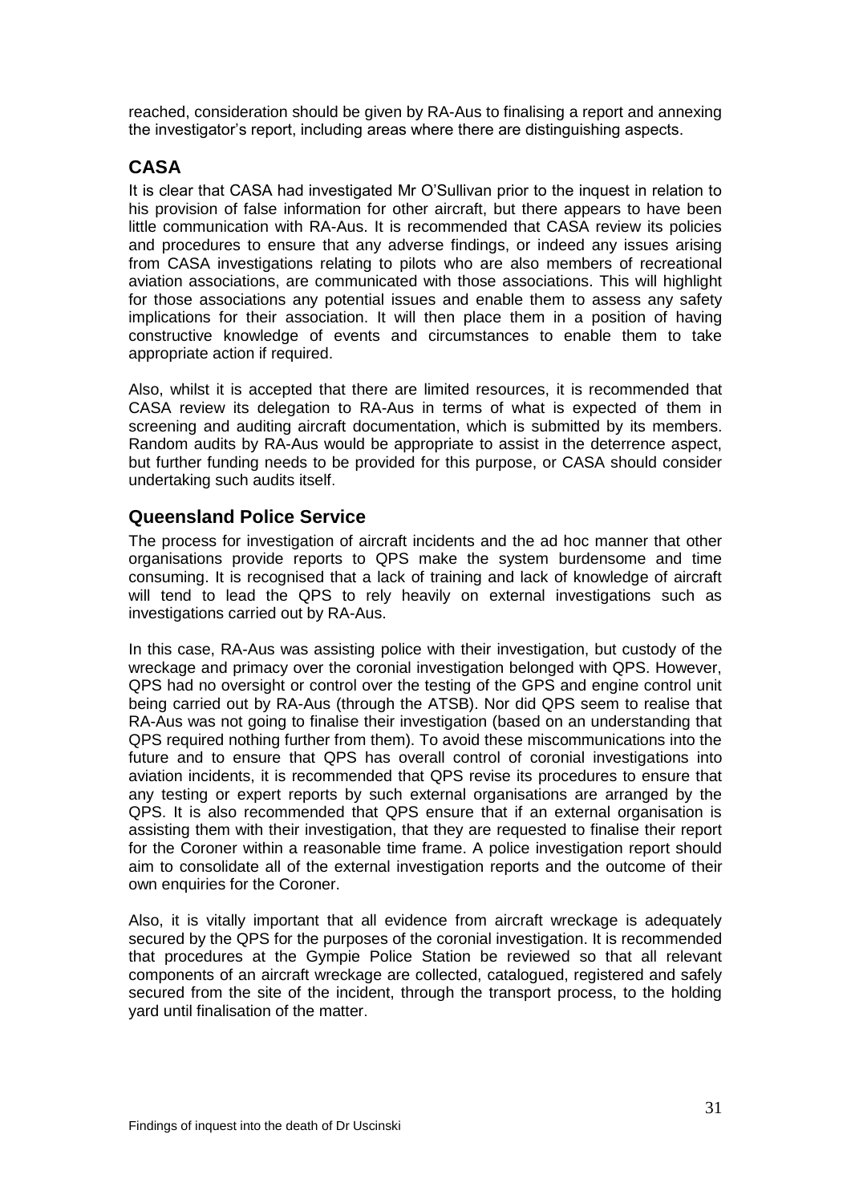reached, consideration should be given by RA-Aus to finalising a report and annexing the investigator's report, including areas where there are distinguishing aspects.

## CASA

It is clear that CASA had investigated Mr O'Sullivan prior to the inquest in relation to his provision of false information for other aircraft, but there appears to have been little communication with RA-Aus. It is recommended that CASA review its policies and procedures to ensure that any adverse findings, or indeed any issues arising from CASA investigations relating to pilots who are also members of recreational aviation associations, are communicated with those associations. This will highlight for those associations any potential issues and enable them to assess any safety implications for their association. It will then place them in a position of having constructive knowledge of events and circumstances to enable them to take appropriate action if required.

Also, whilst it is accepted that there are limited resources, it is recommended that CASA review its delegation to RA-Aus in terms of what is expected of them in screening and auditing aircraft documentation, which is submitted by its members. Random audits by RA-Aus would be appropriate to assist in the deterrence aspect, but further funding needs to be provided for this purpose, or CASA should consider undertaking such audits itself.

## Queensland Police Service

The process for investigation of aircraft incidents and the ad hoc manner that other organisations provide reports to QPS make the system burdensome and time consuming. It is recognised that a lack of training and lack of knowledge of aircraft will tend to lead the QPS to rely heavily on external investigations such as investigations carried out by RA-Aus.

In this case, RA-Aus was assisting police with their investigation, but custody of the wreckage and primacy over the coronial investigation belonged with QPS. However, QPS had no oversight or control over the testing of the GPS and engine control unit being carried out by RA-Aus (through the ATSB). Nor did QPS seem to realise that RA-Aus was not going to finalise their investigation (based on an understanding that QPS required nothing further from them). To avoid these miscommunications into the future and to ensure that QPS has overall control of coronial investigations into aviation incidents, it is recommended that QPS revise its procedures to ensure that any testing or expert reports by such external organisations are arranged by the QPS. It is also recommended that QPS ensure that if an external organisation is assisting them with their investigation, that they are requested to finalise their report for the Coroner within a reasonable time frame. A police investigation report should aim to consolidate all of the external investigation reports and the outcome of their own enquiries for the Coroner.

Also, it is vitally important that all evidence from aircraft wreckage is adequately secured by the QPS for the purposes of the coronial investigation. It is recommended that procedures at the Gympie Police Station be reviewed so that all relevant components of an aircraft wreckage are collected, catalogued, registered and safely secured from the site of the incident, through the transport process, to the holding yard until finalisation of the matter.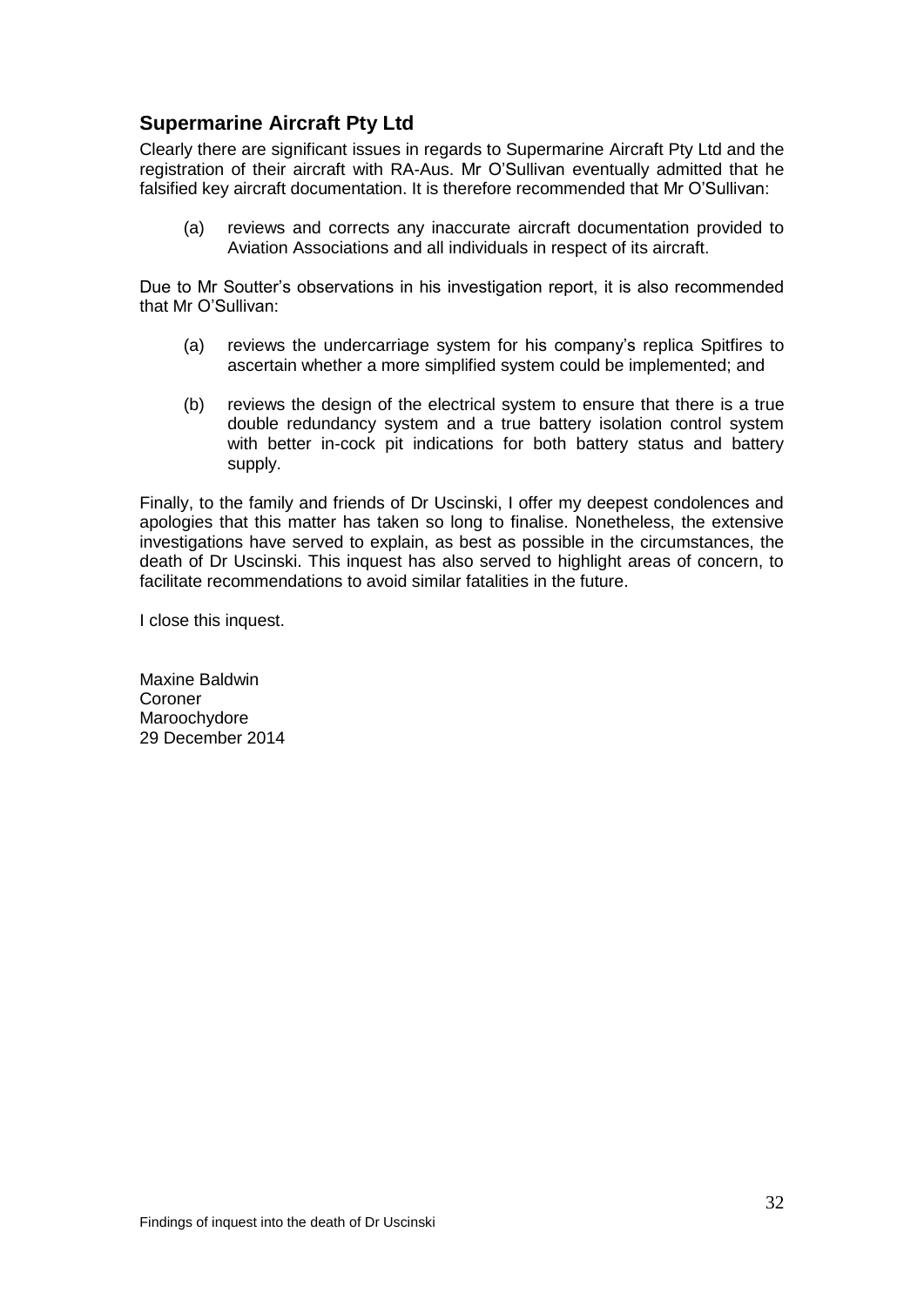## Supermarine Aircraft Pty Ltd

Clearly there are significant issues in regards to Supermarine Aircraft Pty Ltd and the registration of their aircraft with RA-Aus. Mr O'Sullivan eventually admitted that he falsified key aircraft documentation. It is therefore recommended that Mr O'Sullivan:

(a) reviews and corrects any inaccurate aircraft documentation provided to Aviation Associations and all individuals in respect of its aircraft.

Due to Mr Soutter's observations in his investigation report, it is also recommended that Mr O'Sullivan:

(a) reviews the undercarriage system for his company's replica Spitfires to ascertain whether a more simplified system could be implemented; and

(b) reviews the design of the electrical system to ensure that there is a true double redundancy system and a true battery isolation control system with better in-cock pit indications for both battery status and battery supply.

Finally, to the family and friends of Dr Uscinski, I offer my deepest condolences and apologies that this matter has taken so long to finalise. Nonetheless, the extensive investigations have served to explain, as best as possible in the circumstances, the death of Dr Uscinski. This inquest has also served to highlight areas of concern, to facilitate recommendations to avoid similar fatalities in the future.

I close this inquest.

Maxine Baldwin
Coroner
Maroochydore
29 December 2014